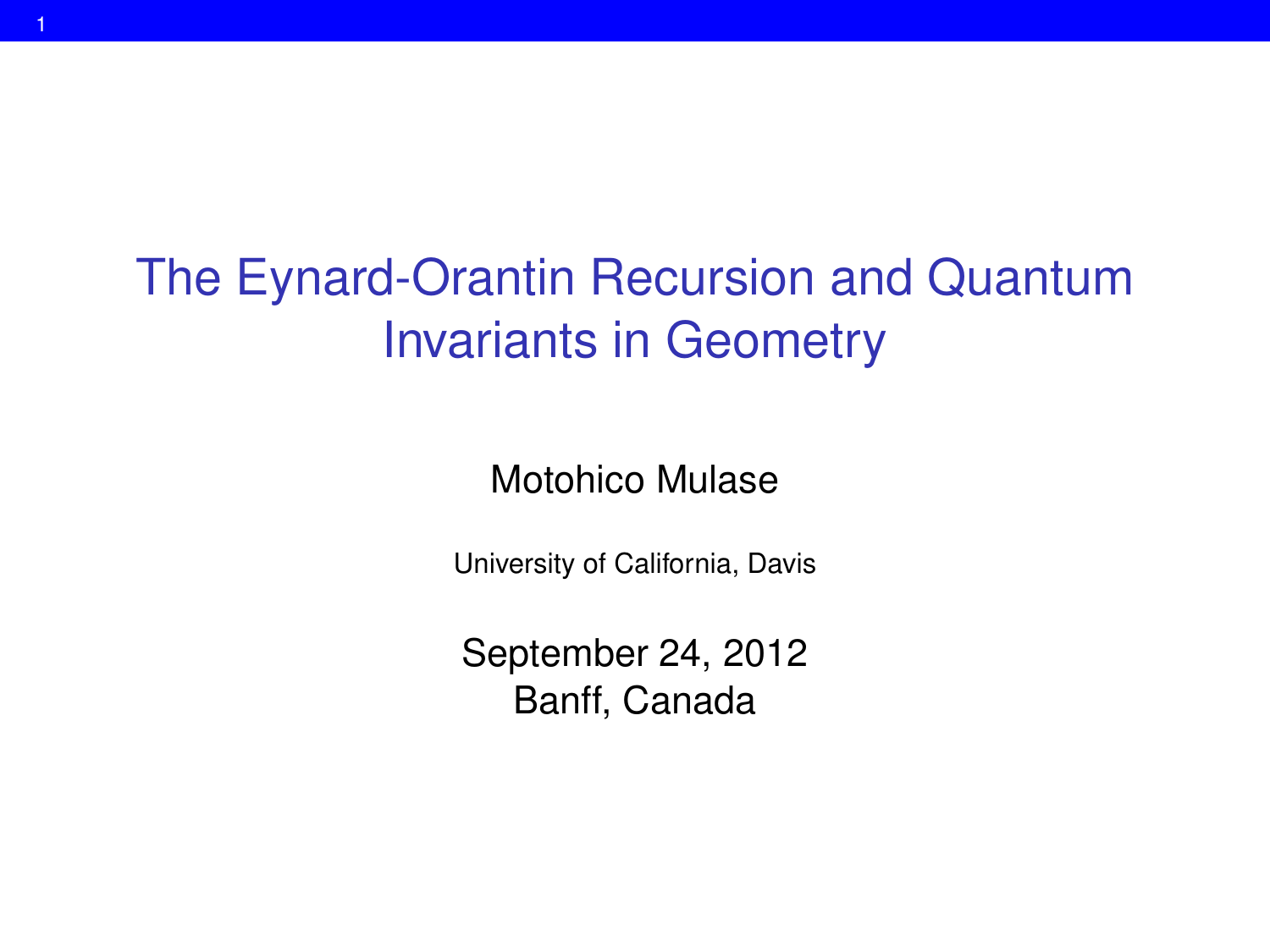# The Eynard-Orantin Recursion and Quantum Invariants in Geometry

Motohico Mulase

University of California, Davis

September 24, 2012
Banff, Canada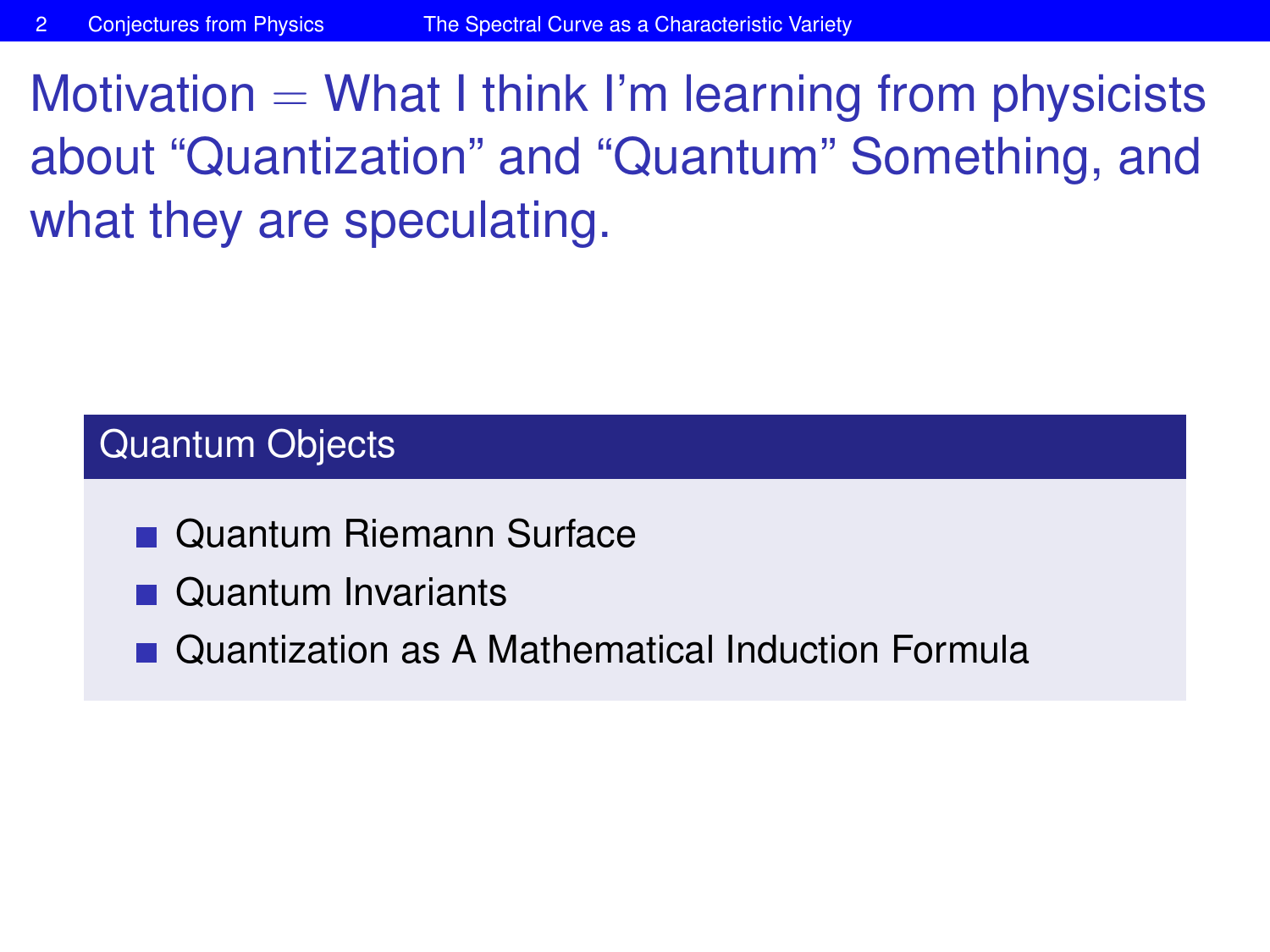# Motivation = What I think I'm learning from physicists about "Quantization" and "Quantum" Something, and what they are speculating.

## Quantum Objects

- Quantum Riemann Surface
- Quantum Invariants
- Quantization as A Mathematical Induction Formula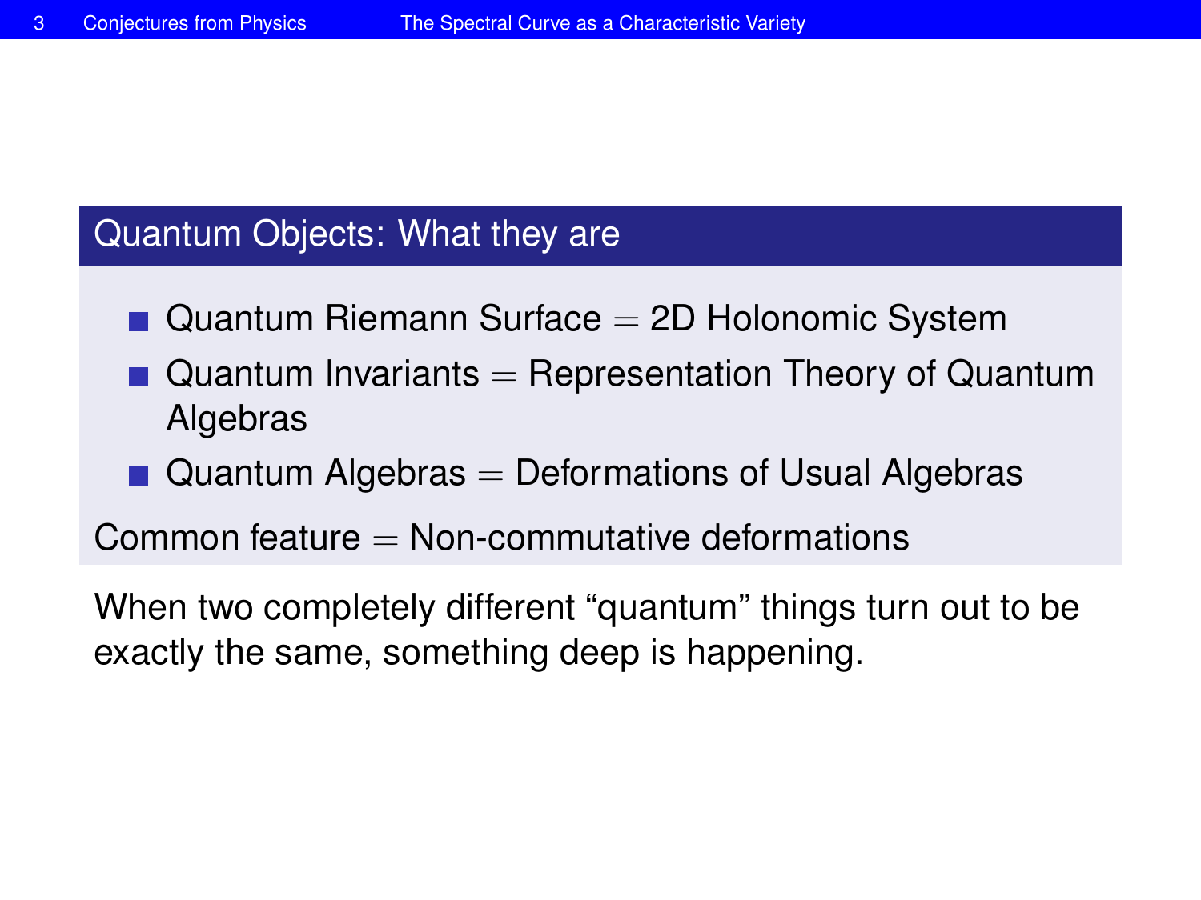## Quantum Objects: What they are

- Quantum Riemann Surface = 2D Holonomic System
- Quantum Invariants = Representation Theory of Quantum Algebras
- Quantum Algebras = Deformations of Usual Algebras

Common feature = Non-commutative deformations

When two completely different “quantum” things turn out to be exactly the same, something deep is happening.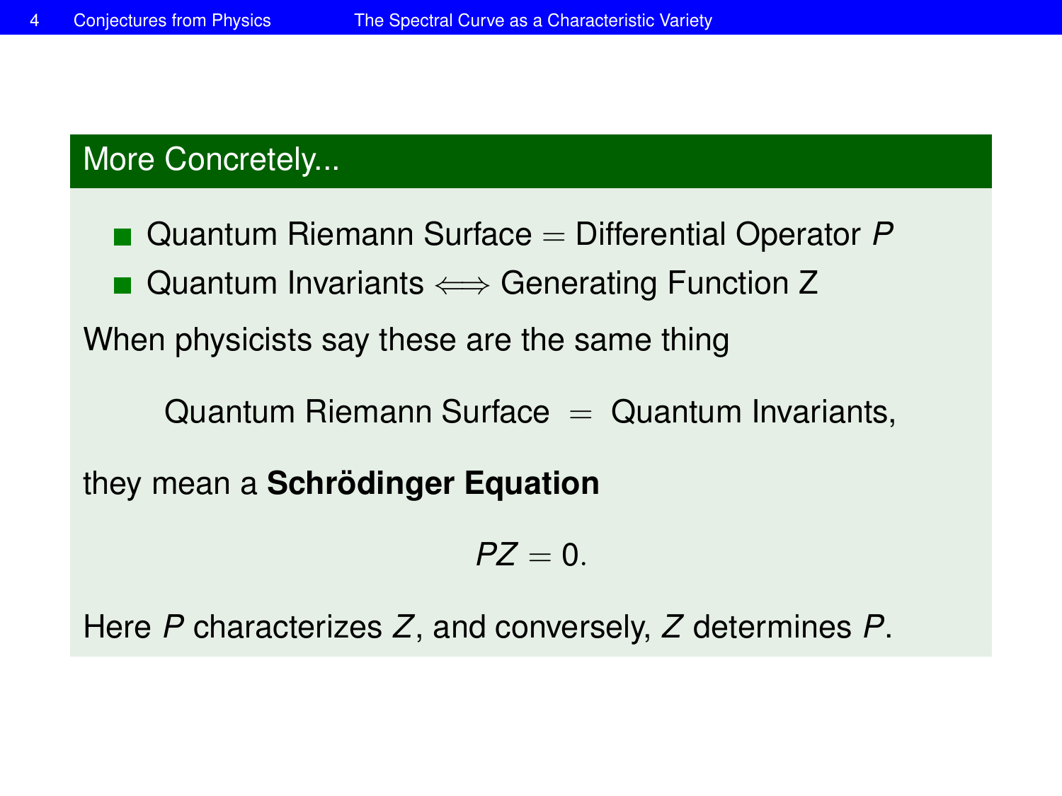## More Concretely...

- Quantum Riemann Surface $=$ Differential Operator $P$
- Quantum Invariants $\Longleftrightarrow$ Generating Function Z

When physicists say these are the same thing

$$\text{Quantum Riemann Surface} \;=\; \text{Quantum Invariants},$$

they mean a **Schrödinger Equation**

$$PZ = 0.$$

Here $P$ characterizes $Z$, and conversely, $Z$ determines $P$.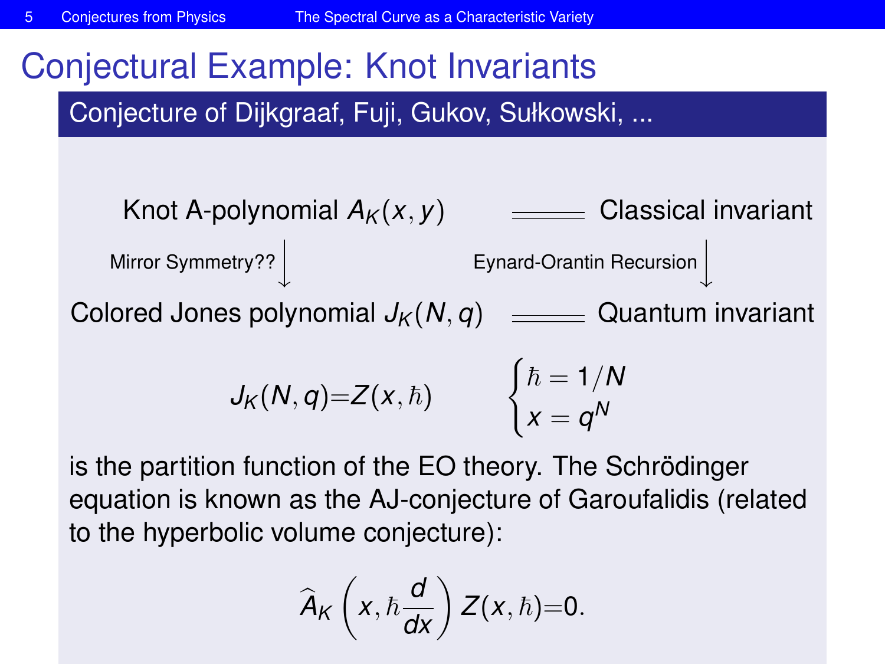# Conjectural Example: Knot Invariants

## Conjecture of Dijkgraaf, Fuji, Gukov, Sułkowski, ...

$$
\begin{array}{ccc}
\text{Knot A-polynomial } A_K(x,y) & = & \text{Classical invariant} \\
\text{Mirror Symmetry??} \downarrow & & \text{Eynard-Orantin Recursion} \downarrow \\
\text{Colored Jones polynomial } J_K(N,q) & = & \text{Quantum invariant}
\end{array}
$$

$$
J_K(N,q) = Z(x,\hbar) \qquad \begin{cases} \hbar = 1/N \\ x = q^N \end{cases}
$$

is the partition function of the EO theory. The Schrödinger equation is known as the AJ-conjecture of Garoufalidis (related to the hyperbolic volume conjecture):

$$
\widehat{A}_K \left( x, \hbar \frac{d}{dx} \right) Z(x,\hbar) = 0.
$$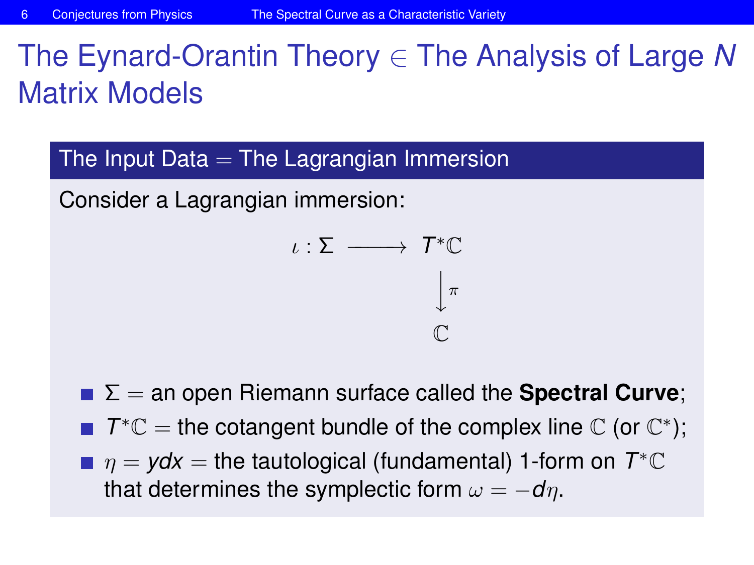# The Eynard-Orantin Theory $\in$ The Analysis of Large $N$ Matrix Models

## The Input Data = The Lagrangian Immersion

Consider a Lagrangian immersion:

$$
\begin{array}{ccc}
\iota : \Sigma & \longrightarrow & T^*\mathbb{C} \\
 & & \Big\downarrow \pi \\
 & & \mathbb{C}
\end{array}
$$

- $\Sigma$ = an open Riemann surface called the **Spectral Curve**;
- $T^*\mathbb{C}$ = the cotangent bundle of the complex line $\mathbb{C}$ (or $\mathbb{C}^*$);
- $\eta = ydx$ = the tautological (fundamental) 1-form on $T^*\mathbb{C}$ that determines the symplectic form $\omega = -d\eta$.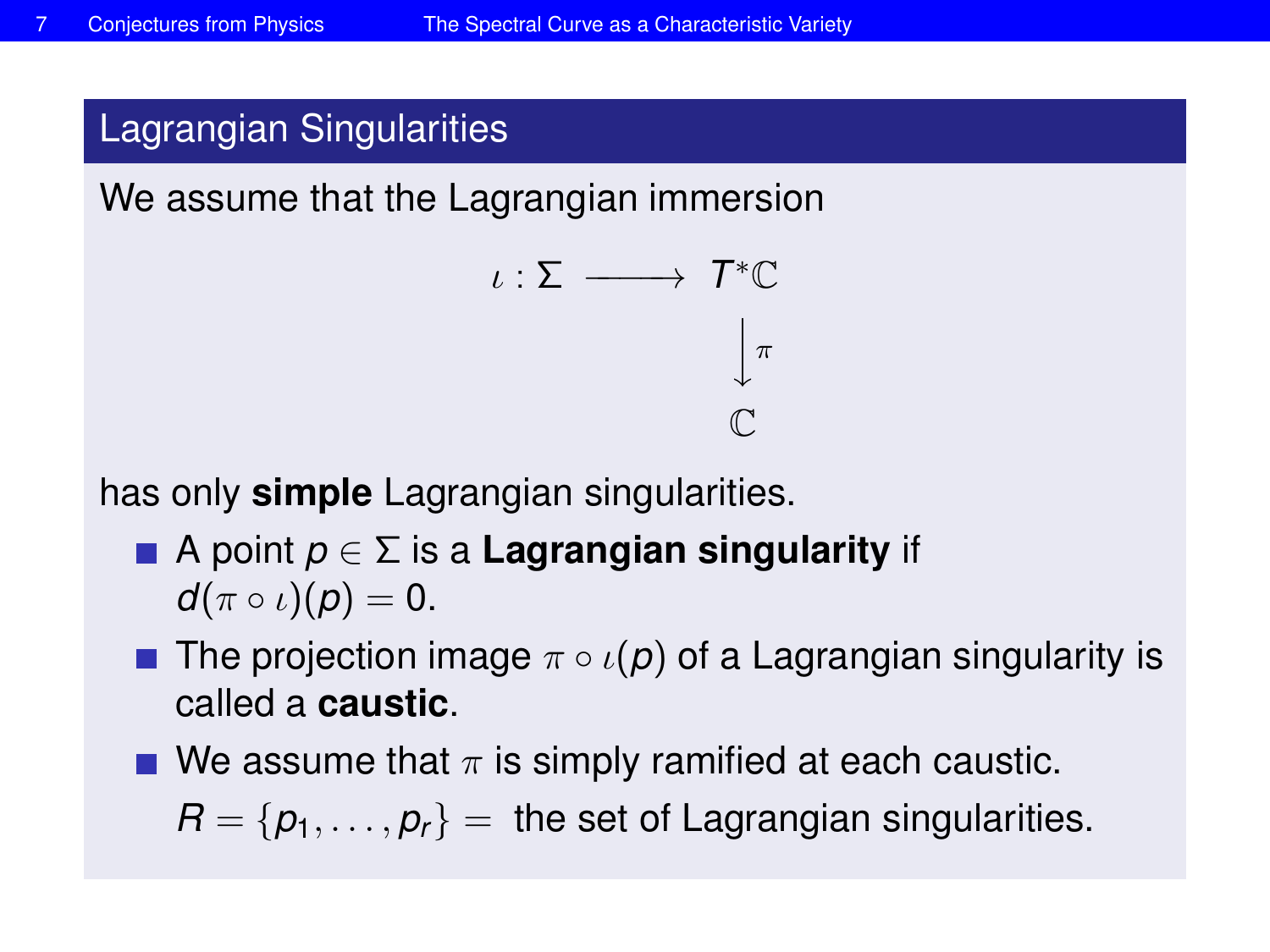## Lagrangian Singularities

We assume that the Lagrangian immersion

$$
\begin{array}{ccc}
\iota : \Sigma & \longrightarrow & T^*\mathbb{C} \\
& & \big\downarrow \pi \\
& & \mathbb{C}
\end{array}
$$

has only **simple** Lagrangian singularities.

- A point $p \in \Sigma$ is a **Lagrangian singularity** if $d(\pi \circ \iota)(p) = 0$.
- The projection image $\pi \circ \iota(p)$ of a Lagrangian singularity is called a **caustic**.
- We assume that $\pi$ is simply ramified at each caustic.

  $R = \{p_1, \ldots, p_r\} =$ the set of Lagrangian singularities.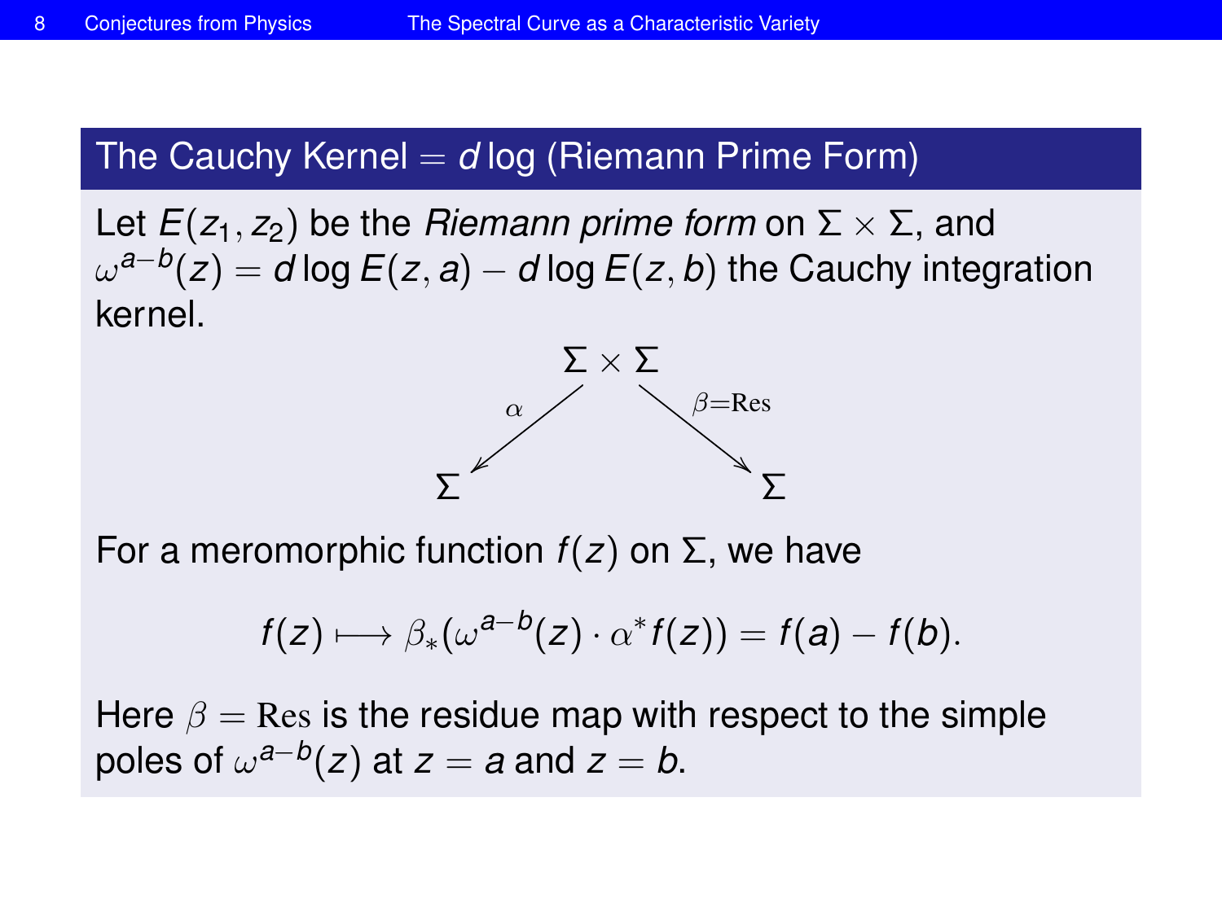## The Cauchy Kernel $= d\log$ (Riemann Prime Form)

Let $E(z_1, z_2)$ be the *Riemann prime form* on $\Sigma \times \Sigma$, and $\omega^{a-b}(z) = d\log E(z,a) - d\log E(z,b)$ the Cauchy integration kernel.

$$\begin{array}{ccccc} & & \Sigma \times \Sigma & & \\ & \swarrow^{\alpha} & & \searrow^{\beta=\mathrm{Res}} & \\ \Sigma & & & & \Sigma \end{array}$$

For a meromorphic function $f(z)$ on $\Sigma$, we have

$$f(z) \longmapsto \beta_*(\omega^{a-b}(z) \cdot \alpha^* f(z)) = f(a) - f(b).$$

Here $\beta = \mathrm{Res}$ is the residue map with respect to the simple poles of $\omega^{a-b}(z)$ at $z = a$ and $z = b$.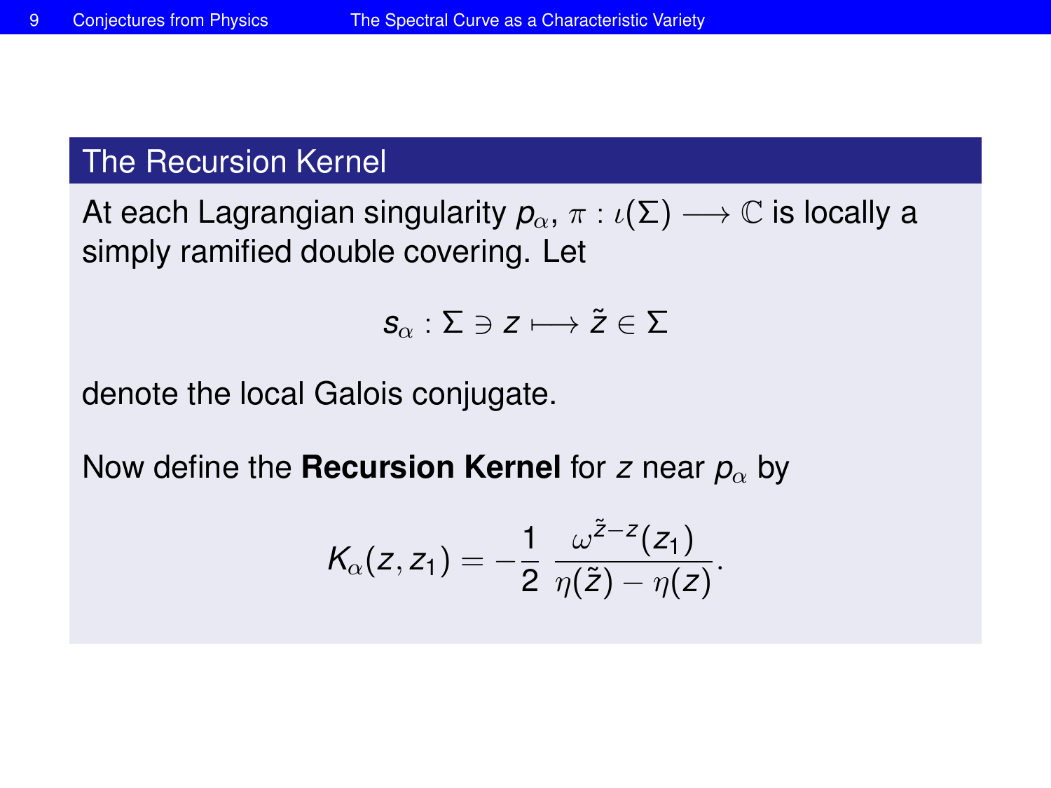## The Recursion Kernel

At each Lagrangian singularity $p_\alpha$, $\pi : \iota(\Sigma) \longrightarrow \mathbb{C}$ is locally a simply ramified double covering. Let

$$s_\alpha : \Sigma \ni z \longmapsto \tilde{z} \in \Sigma$$

denote the local Galois conjugate.

Now define the **Recursion Kernel** for $z$ near $p_\alpha$ by

$$K_\alpha(z, z_1) = -\frac{1}{2} \, \frac{\omega^{\tilde{z}-z}(z_1)}{\eta(\tilde{z}) - \eta(z)}.$$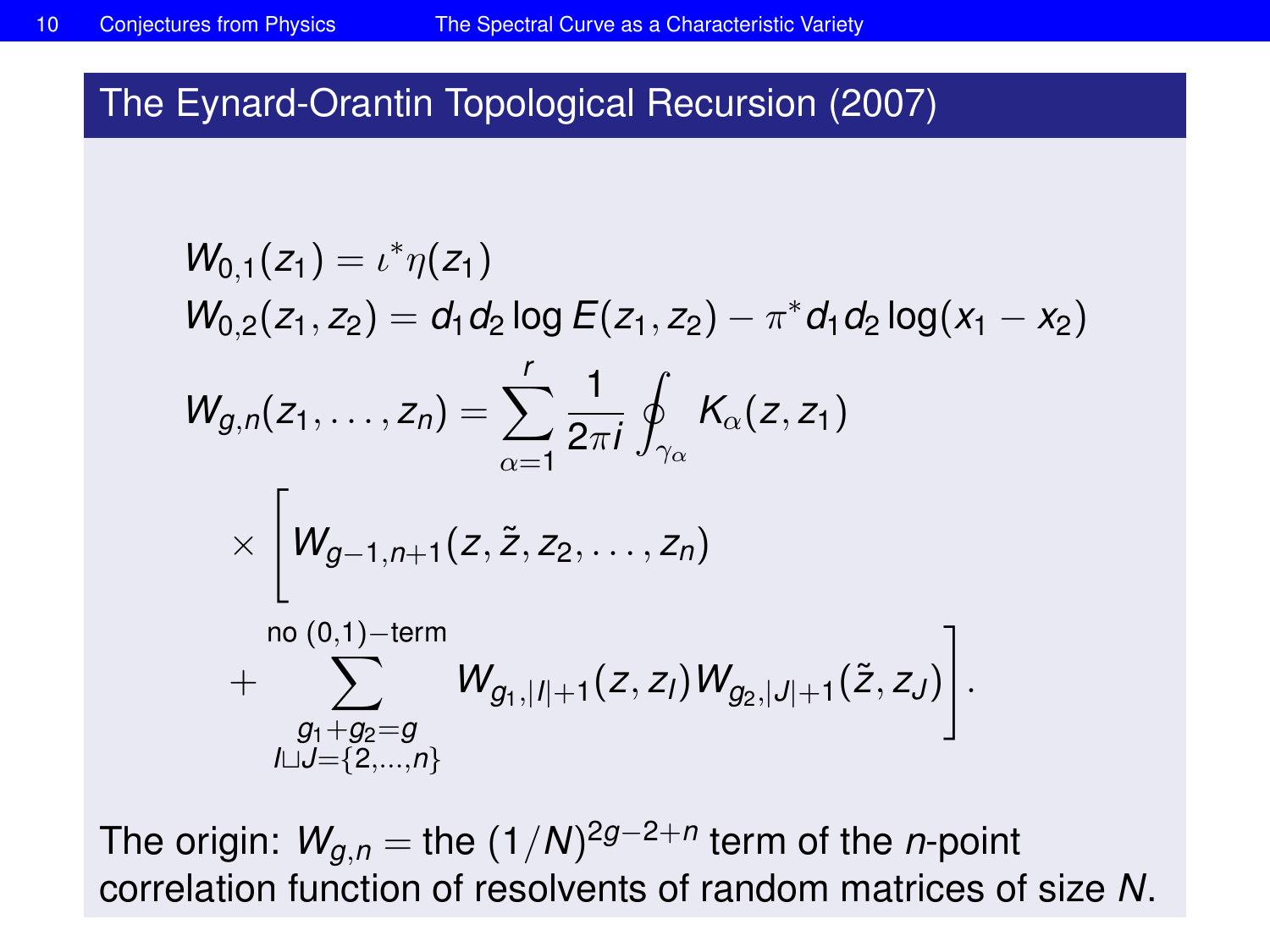## The Eynard-Orantin Topological Recursion (2007)

$$W_{0,1}(z_1) = \iota^* \eta(z_1)$$

$$W_{0,2}(z_1, z_2) = d_1 d_2 \log E(z_1, z_2) - \pi^* d_1 d_2 \log(x_1 - x_2)$$

$$W_{g,n}(z_1, \ldots, z_n) = \sum_{\alpha=1}^{r} \frac{1}{2\pi i} \oint_{\gamma_\alpha} K_\alpha(z, z_1)$$

$$\times \Bigg[ W_{g-1,n+1}(z, \tilde{z}, z_2, \ldots, z_n)$$

$$+ \sum_{\substack{g_1+g_2=g \\ I \sqcup J = \{2,\ldots,n\}}}^{\text{no } (0,1)-\text{term}} W_{g_1,|I|+1}(z, z_I) W_{g_2,|J|+1}(\tilde{z}, z_J) \Bigg].$$

The origin: $W_{g,n} =$ the $(1/N)^{2g-2+n}$ term of the $n$-point correlation function of resolvents of random matrices of size $N$.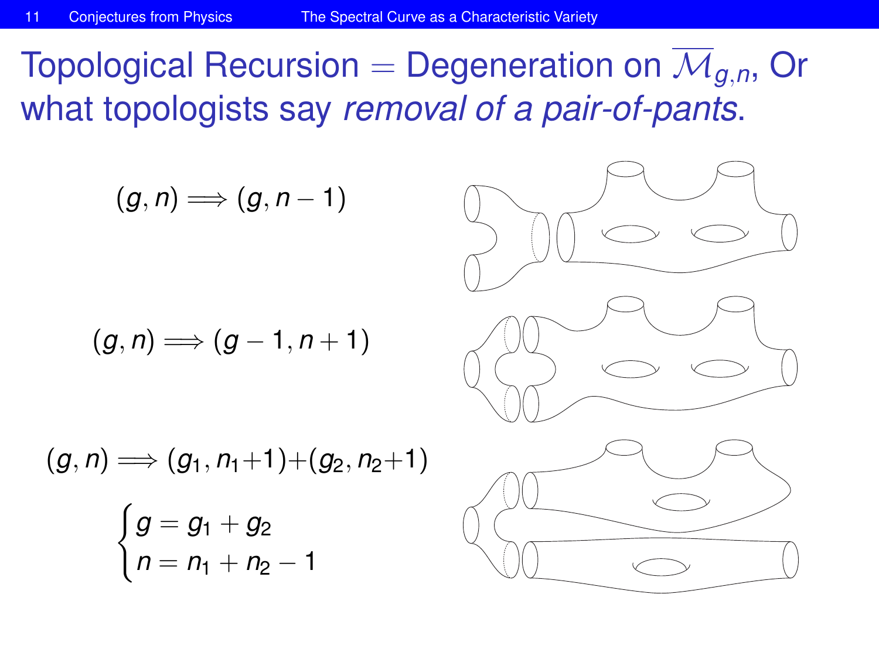# Topological Recursion = Degeneration on $\overline{\mathcal{M}}_{g,n}$, Or what topologists say *removal of a pair-of-pants*.

$$(g, n) \Longrightarrow (g, n-1)$$

$$(g, n) \Longrightarrow (g-1, n+1)$$

$$(g, n) \Longrightarrow (g_1, n_1+1)+(g_2, n_2+1)$$

$$\begin{cases} g = g_1 + g_2 \\ n = n_1 + n_2 - 1 \end{cases}$$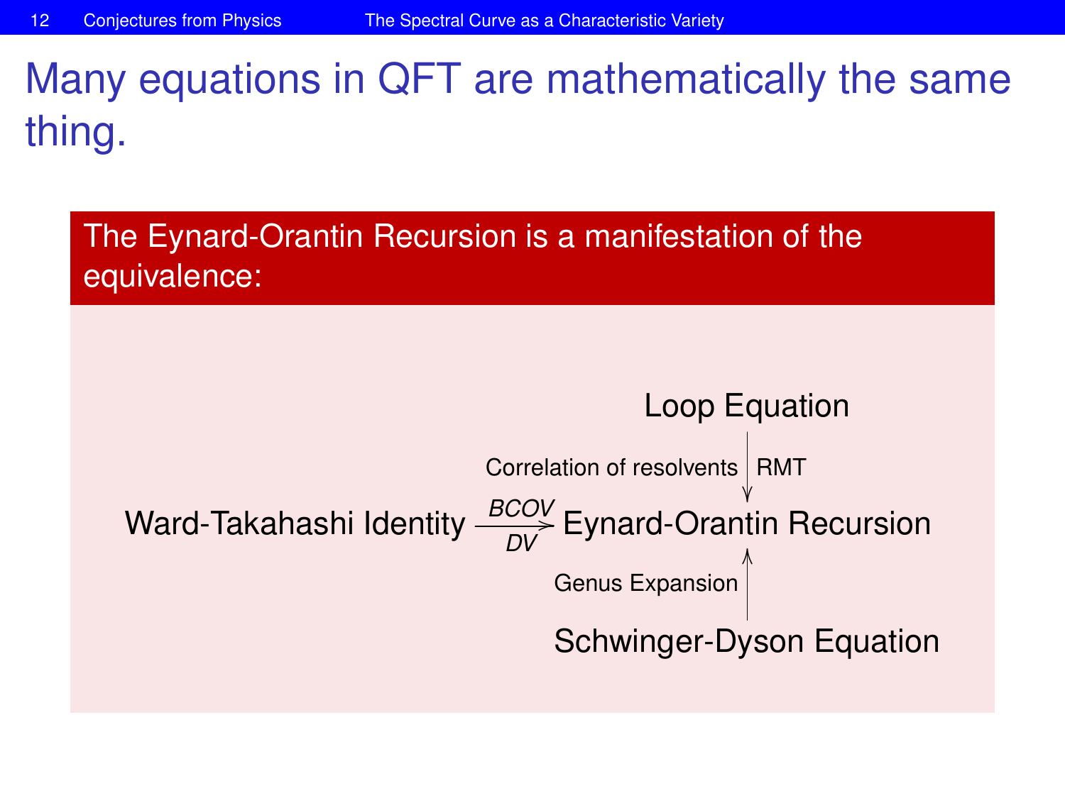# Many equations in QFT are mathematically the same thing.

**The Eynard-Orantin Recursion is a manifestation of the equivalence:**

$$
\begin{array}{ccc}
 & & \text{Loop Equation} \\
 & & \big\downarrow \text{Correlation of resolvents} \mid \text{RMT} \\
\text{Ward-Takahashi Identity} & \xrightarrow[DV]{BCOV} & \text{Eynard-Orantin Recursion} \\
 & & \big\uparrow \text{Genus Expansion} \\
 & & \text{Schwinger-Dyson Equation}
\end{array}
$$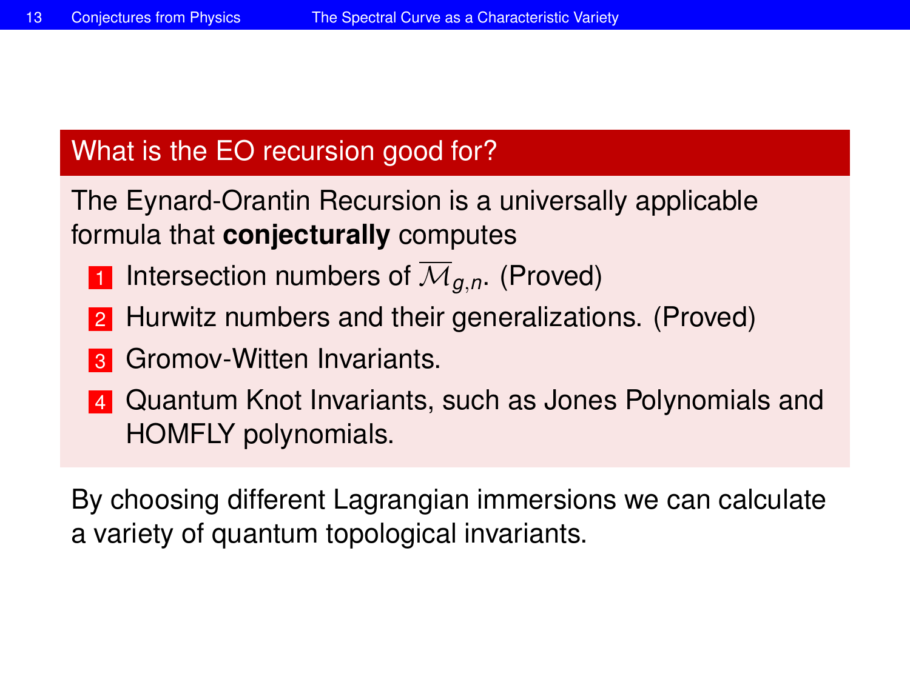## What is the EO recursion good for?

The Eynard-Orantin Recursion is a universally applicable formula that **conjecturally** computes

1. Intersection numbers of $\overline{\mathcal{M}}_{g,n}$. (Proved)
2. Hurwitz numbers and their generalizations. (Proved)
3. Gromov-Witten Invariants.
4. Quantum Knot Invariants, such as Jones Polynomials and HOMFLY polynomials.

By choosing different Lagrangian immersions we can calculate a variety of quantum topological invariants.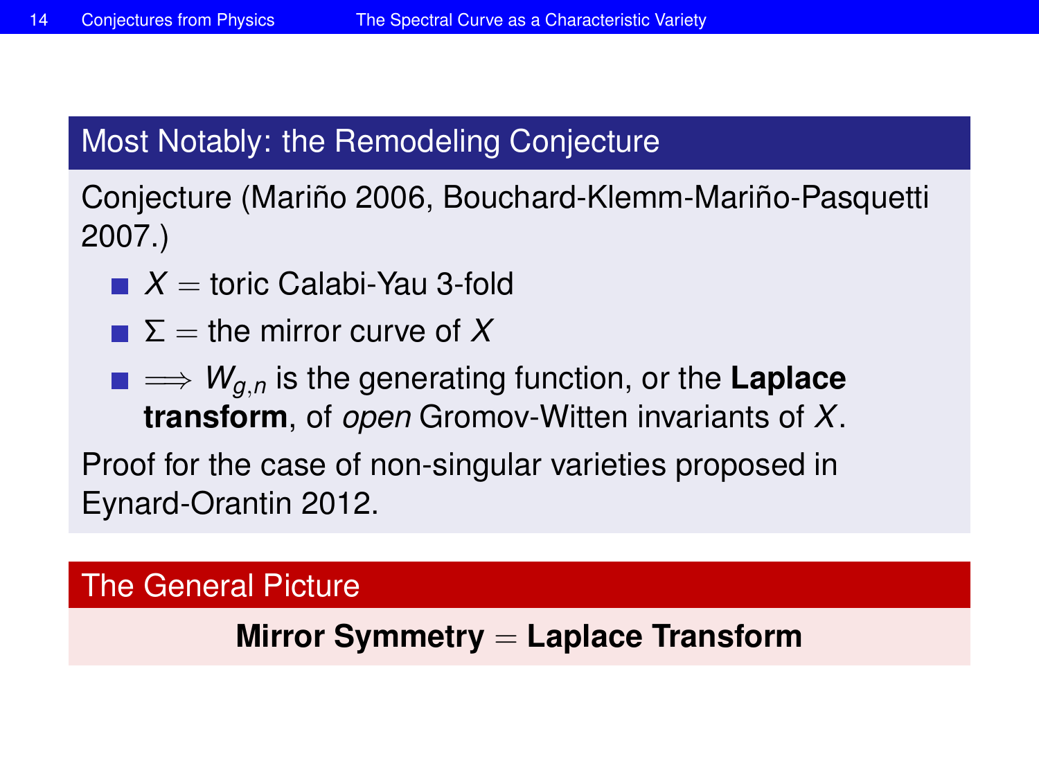## Most Notably: the Remodeling Conjecture

Conjecture (Mariño 2006, Bouchard-Klemm-Mariño-Pasquetti 2007.)

- $X =$ toric Calabi-Yau 3-fold
- $\Sigma =$ the mirror curve of $X$
- $\Longrightarrow W_{g,n}$ is the generating function, or the **Laplace transform**, of *open* Gromov-Witten invariants of $X$.

Proof for the case of non-singular varieties proposed in Eynard-Orantin 2012.

## The General Picture

**Mirror Symmetry** $=$ **Laplace Transform**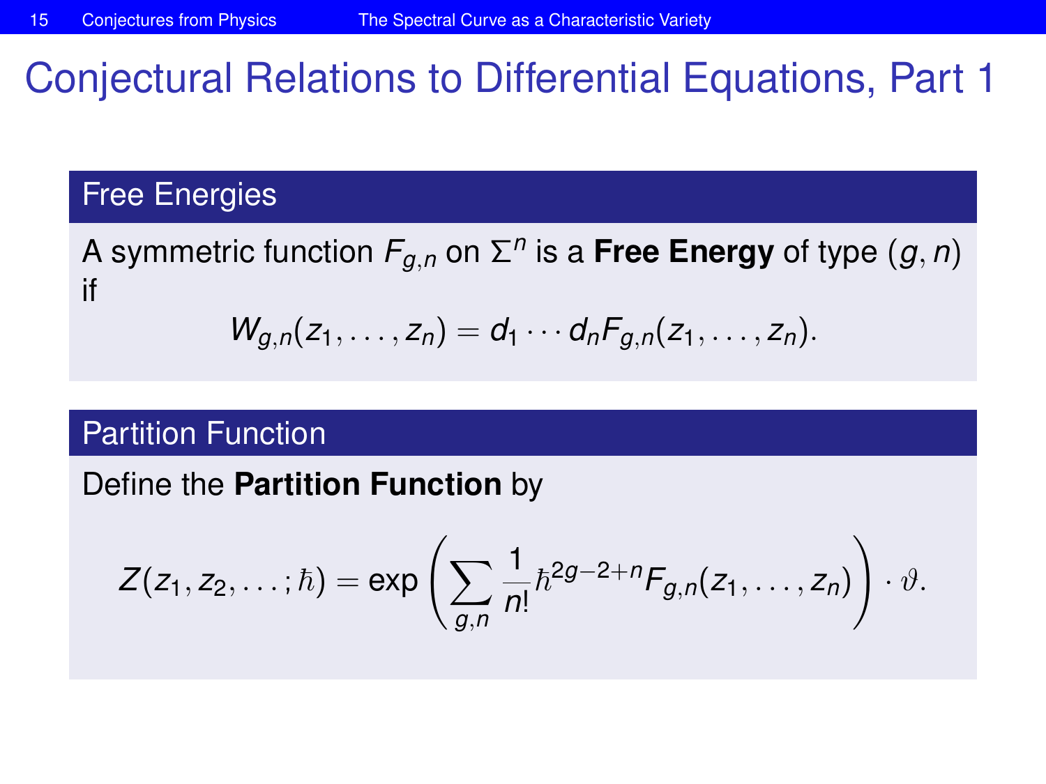# Conjectural Relations to Differential Equations, Part 1

### Free Energies

A symmetric function $F_{g,n}$ on $\Sigma^n$ is a **Free Energy** of type $(g, n)$ if

$$W_{g,n}(z_1, \ldots, z_n) = d_1 \cdots d_n F_{g,n}(z_1, \ldots, z_n).$$

### Partition Function

Define the **Partition Function** by

$$Z(z_1, z_2, \ldots ; \hbar) = \exp\left( \sum_{g,n} \frac{1}{n!} \hbar^{2g-2+n} F_{g,n}(z_1, \ldots, z_n) \right) \cdot \vartheta.$$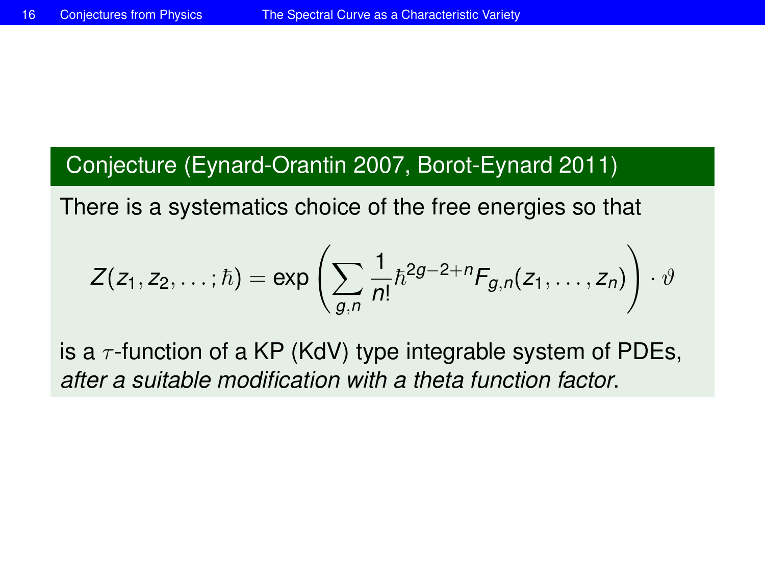**Conjecture (Eynard-Orantin 2007, Borot-Eynard 2011)**

There is a systematics choice of the free energies so that

$$Z(z_1, z_2, \ldots; \hbar) = \exp\left(\sum_{g,n} \frac{1}{n!}\hbar^{2g-2+n} F_{g,n}(z_1, \ldots, z_n)\right) \cdot \vartheta$$

is a $\tau$-function of a KP (KdV) type integrable system of PDEs, *after a suitable modification with a theta function factor*.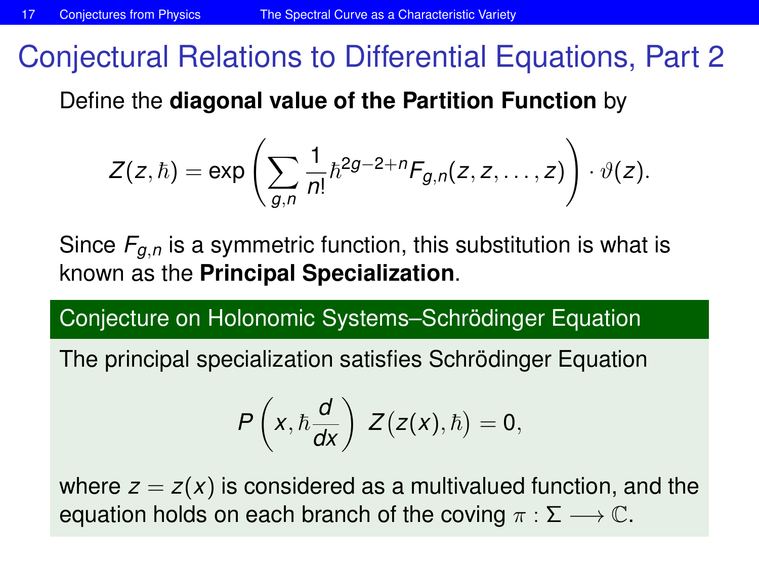# Conjectural Relations to Differential Equations, Part 2

Define the **diagonal value of the Partition Function** by

$$Z(z,\hbar) = \exp\left(\sum_{g,n} \frac{1}{n!}\hbar^{2g-2+n} F_{g,n}(z,z,\ldots,z)\right) \cdot \vartheta(z).$$

Since $F_{g,n}$ is a symmetric function, this substitution is what is known as the **Principal Specialization**.

### Conjecture on Holonomic Systems–Schrödinger Equation

The principal specialization satisfies Schrödinger Equation

$$P\left(x, \hbar\frac{d}{dx}\right)\, Z\big(z(x),\hbar\big) = 0,$$

where $z = z(x)$ is considered as a multivalued function, and the equation holds on each branch of the coving $\pi : \Sigma \longrightarrow \mathbb{C}$.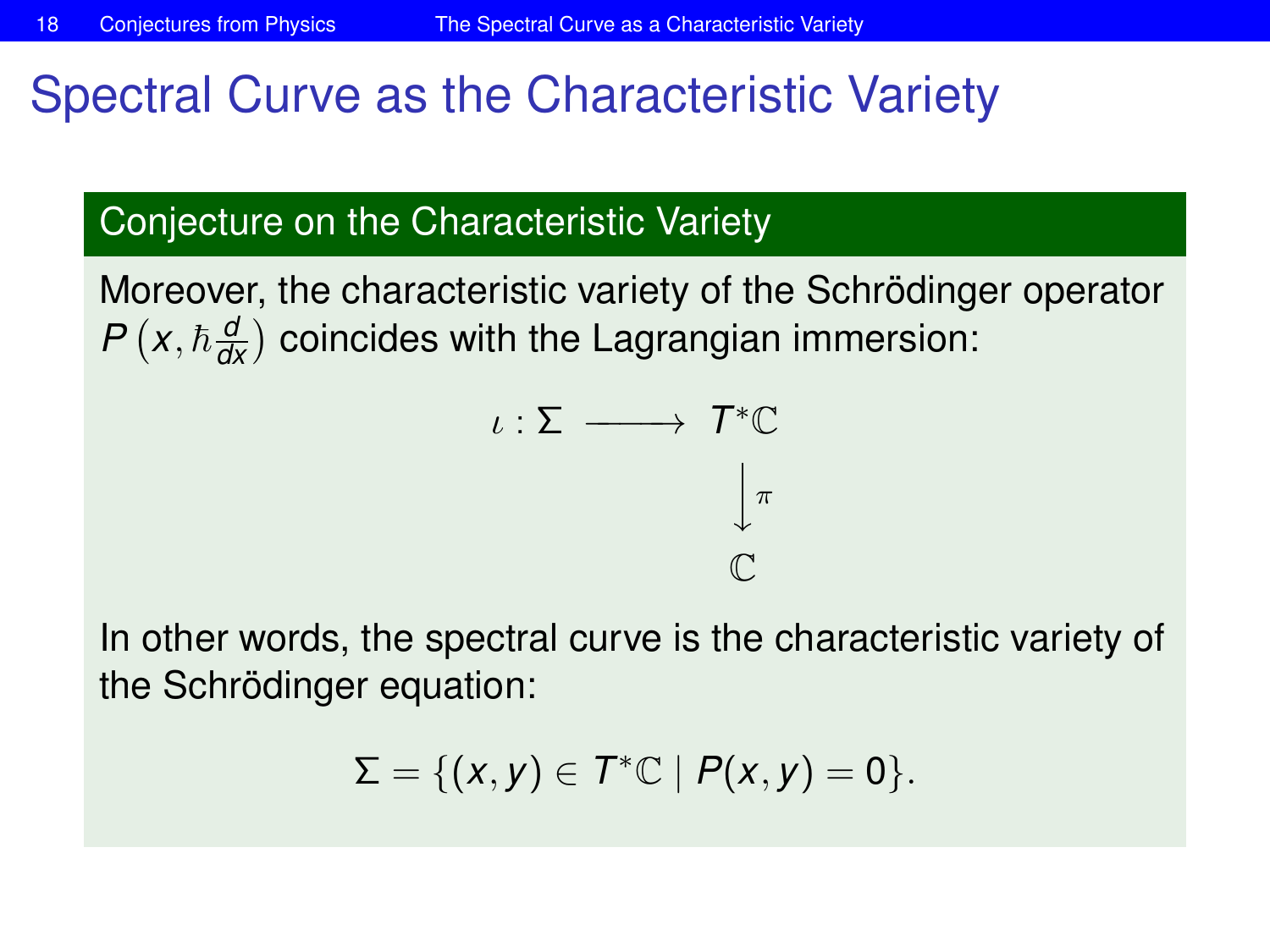# Spectral Curve as the Characteristic Variety

### Conjecture on the Characteristic Variety

Moreover, the characteristic variety of the Schrödinger operator $P\left(x, \hbar \frac{d}{dx}\right)$ coincides with the Lagrangian immersion:

$$
\begin{array}{ccc}
\iota : \Sigma & \longrightarrow & T^*\mathbb{C} \\
 & & \Big\downarrow \pi \\
 & & \mathbb{C}
\end{array}
$$

In other words, the spectral curve is the characteristic variety of the Schrödinger equation:

$$\Sigma = \{(x, y) \in T^*\mathbb{C} \mid P(x, y) = 0\}.$$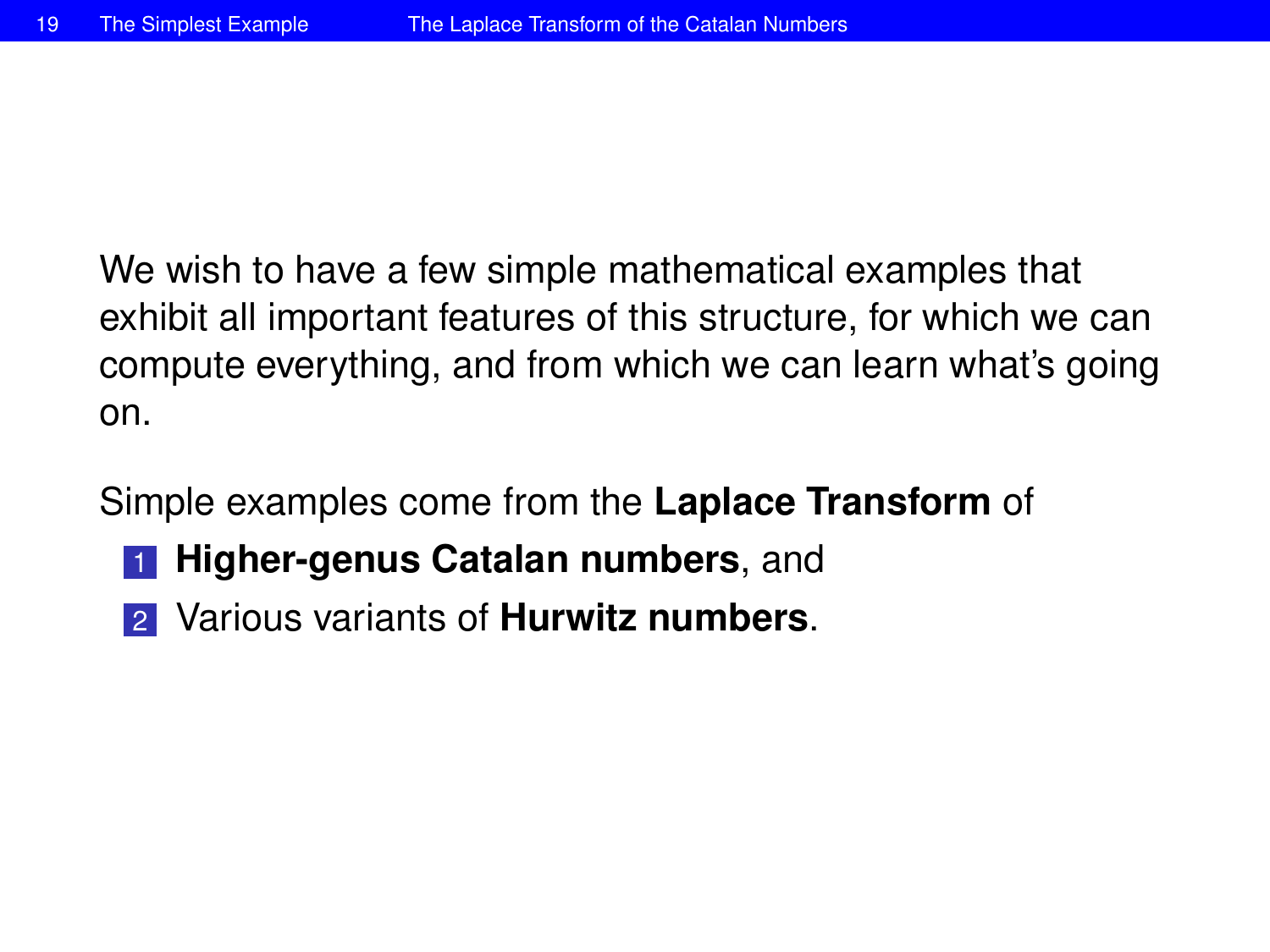We wish to have a few simple mathematical examples that exhibit all important features of this structure, for which we can compute everything, and from which we can learn what's going on.

Simple examples come from the **Laplace Transform** of

1. **Higher-genus Catalan numbers**, and
2. Various variants of **Hurwitz numbers**.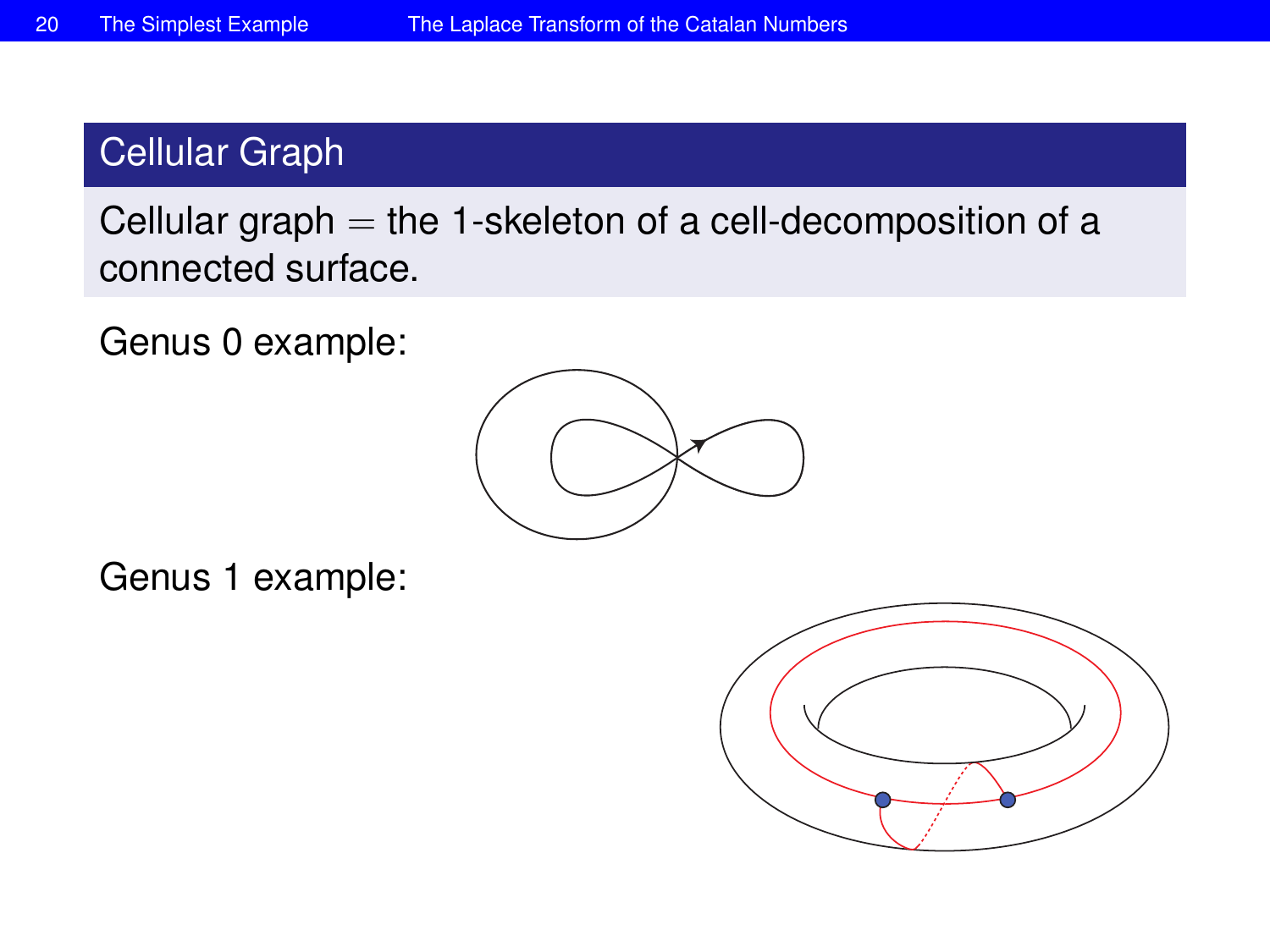## Cellular Graph

Cellular graph = the 1-skeleton of a cell-decomposition of a connected surface.

Genus 0 example:

Genus 1 example: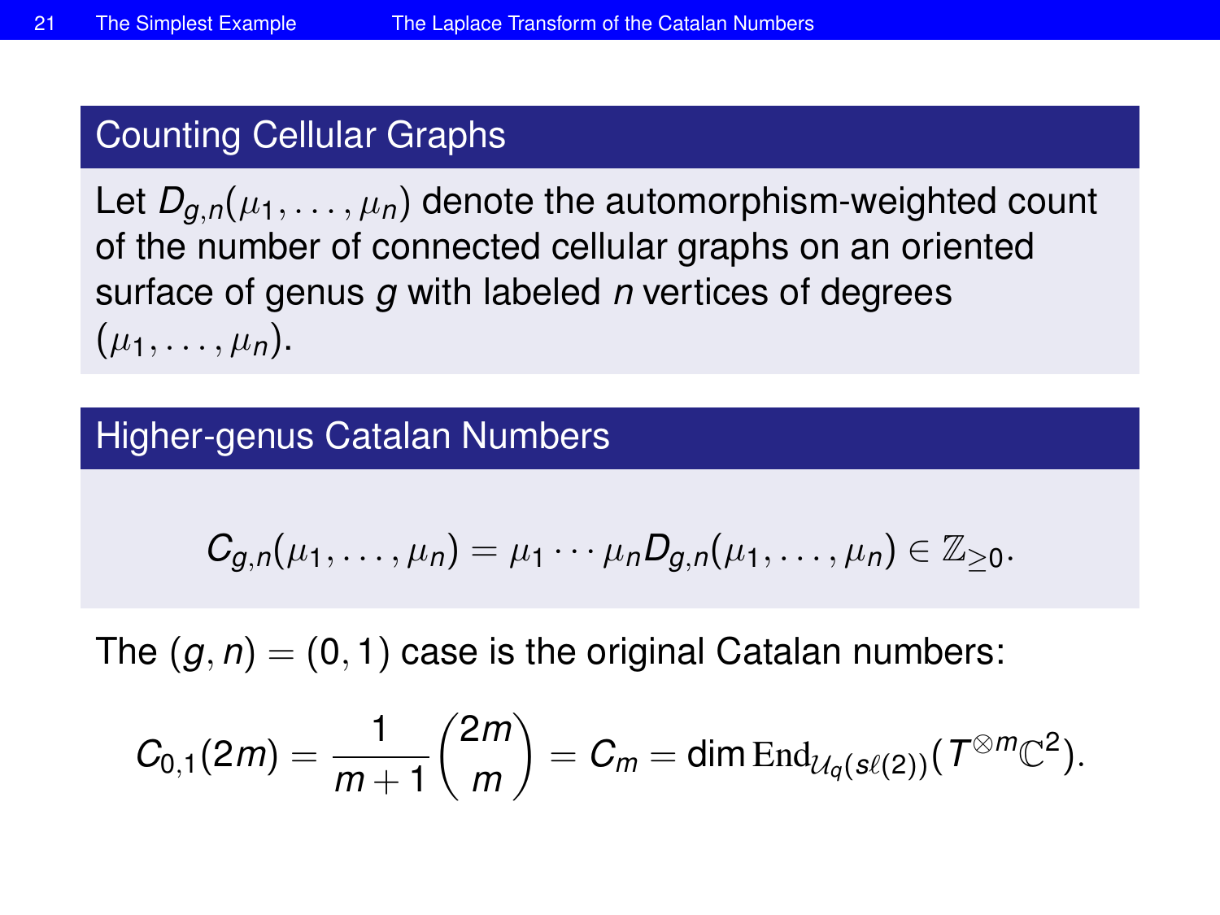## Counting Cellular Graphs

Let $D_{g,n}(\mu_1, \ldots, \mu_n)$ denote the automorphism-weighted count of the number of connected cellular graphs on an oriented surface of genus $g$ with labeled $n$ vertices of degrees $(\mu_1, \ldots, \mu_n)$.

## Higher-genus Catalan Numbers

$$C_{g,n}(\mu_1, \ldots, \mu_n) = \mu_1 \cdots \mu_n D_{g,n}(\mu_1, \ldots, \mu_n) \in \mathbb{Z}_{\geq 0}.$$

The $(g, n) = (0, 1)$ case is the original Catalan numbers:

$$C_{0,1}(2m) = \frac{1}{m+1}\binom{2m}{m} = C_m = \dim \mathrm{End}_{\mathcal{U}_q(s\ell(2))}(T^{\otimes m}\mathbb{C}^2).$$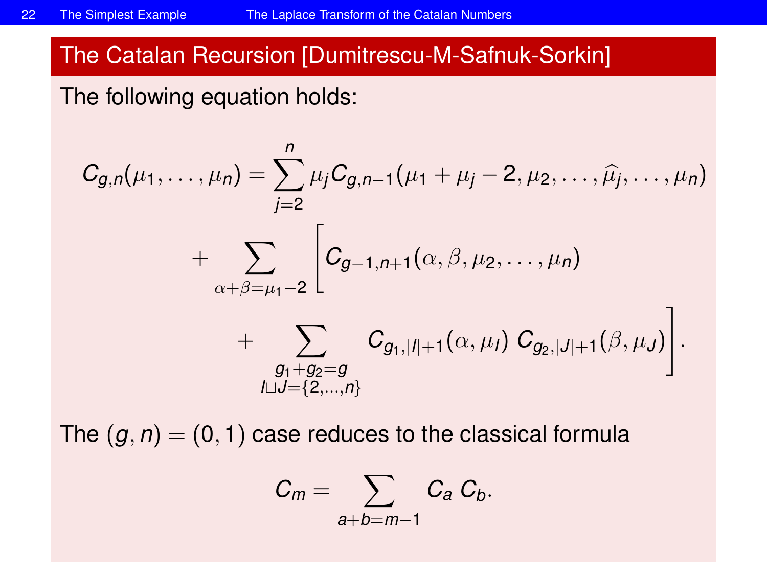## The Catalan Recursion [Dumitrescu-M-Safnuk-Sorkin]

The following equation holds:

$$
\begin{aligned}
C_{g,n}(\mu_1, \ldots, \mu_n) = \sum_{j=2}^{n} \mu_j C_{g,n-1}(\mu_1 + \mu_j - 2, \mu_2, \ldots, \widehat{\mu_j}, \ldots, \mu_n) \\
+ \sum_{\alpha+\beta=\mu_1-2} \Bigg[ C_{g-1,n+1}(\alpha, \beta, \mu_2, \ldots, \mu_n) \\
+ \sum_{\substack{g_1+g_2=g \\ I \sqcup J = \{2,\ldots,n\}}} C_{g_1,|I|+1}(\alpha, \mu_I)\, C_{g_2,|J|+1}(\beta, \mu_J) \Bigg].
\end{aligned}
$$

The $(g, n) = (0, 1)$ case reduces to the classical formula

$$
C_m = \sum_{a+b=m-1} C_a\, C_b.
$$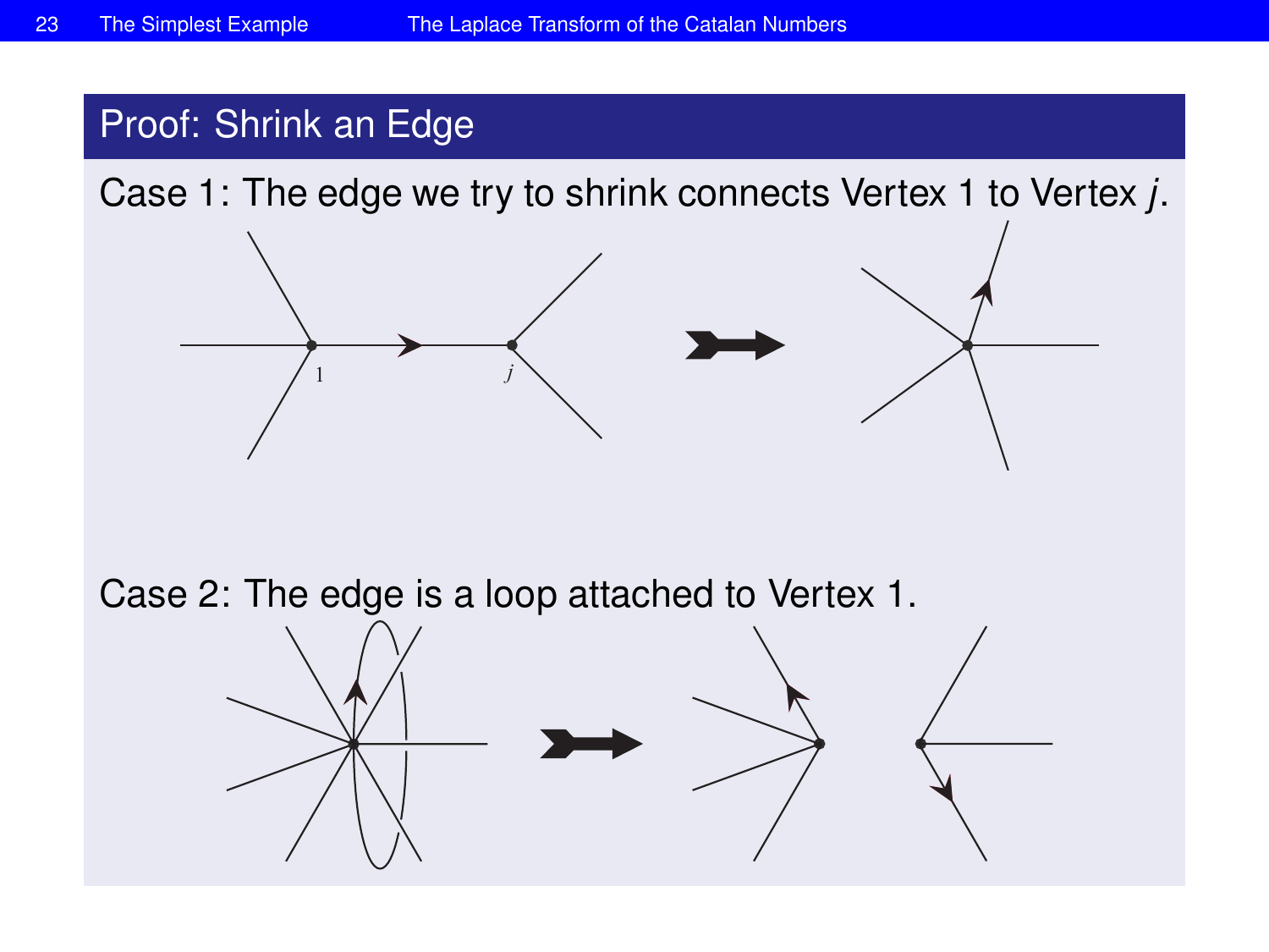## Proof: Shrink an Edge

Case 1: The edge we try to shrink connects Vertex 1 to Vertex $j$.

Case 2: The edge is a loop attached to Vertex 1.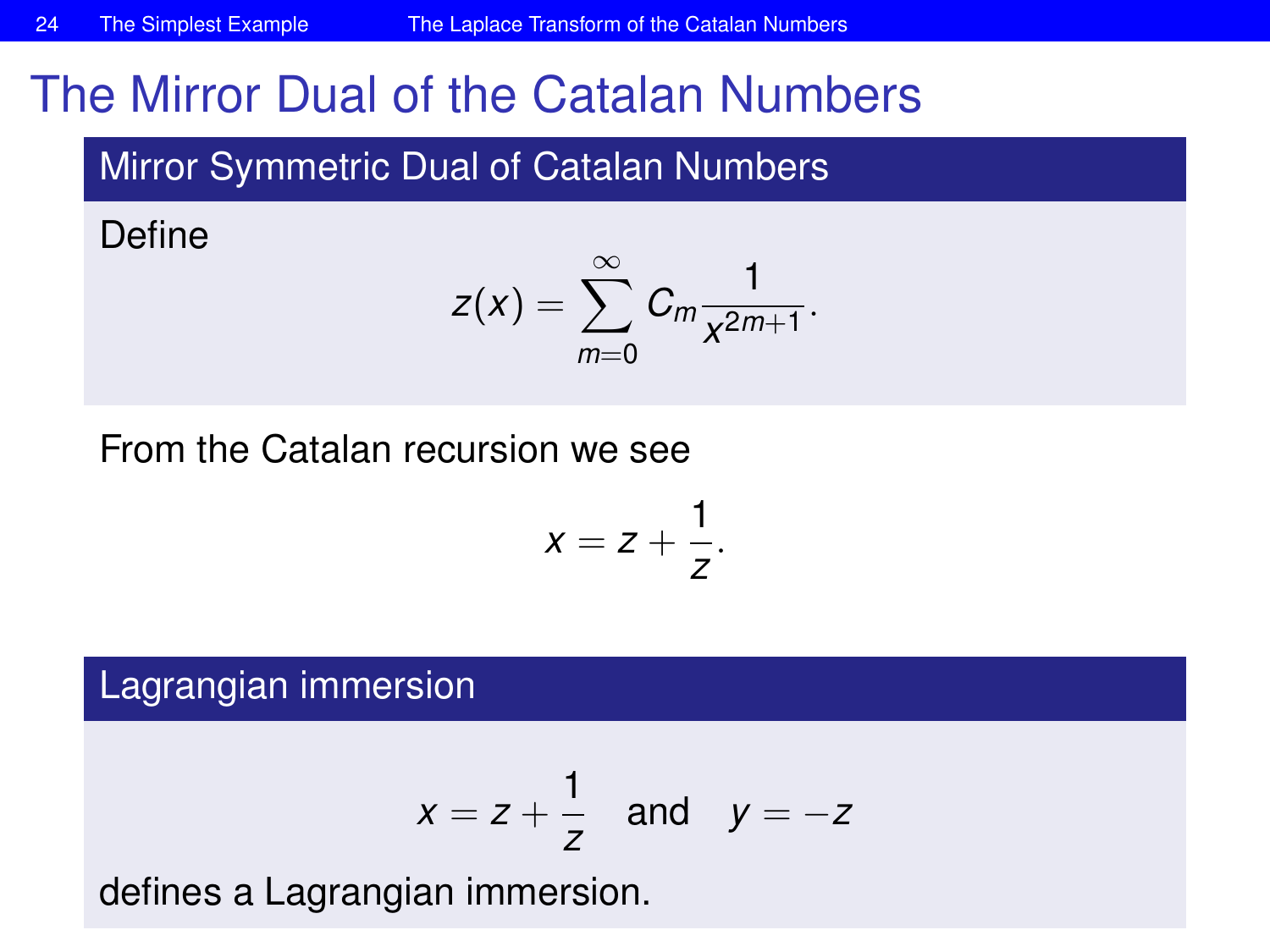# The Mirror Dual of the Catalan Numbers

## Mirror Symmetric Dual of Catalan Numbers

Define

$$z(x) = \sum_{m=0}^{\infty} C_m \frac{1}{x^{2m+1}}.$$

From the Catalan recursion we see

$$x = z + \frac{1}{z}.$$

## Lagrangian immersion

$$x = z + \frac{1}{z} \quad \text{and} \quad y = -z$$

defines a Lagrangian immersion.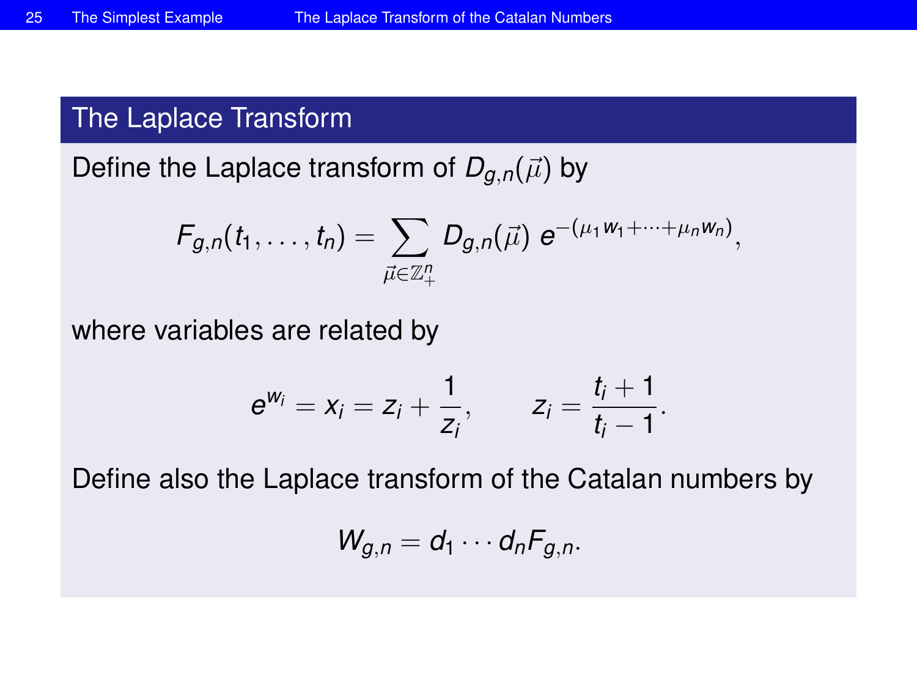## The Laplace Transform

Define the Laplace transform of $D_{g,n}(\vec{\mu})$ by

$$F_{g,n}(t_1, \ldots, t_n) = \sum_{\vec{\mu} \in \mathbb{Z}_+^n} D_{g,n}(\vec{\mu})\, e^{-(\mu_1 w_1 + \cdots + \mu_n w_n)},$$

where variables are related by

$$e^{w_i} = x_i = z_i + \frac{1}{z_i}, \qquad z_i = \frac{t_i + 1}{t_i - 1}.$$

Define also the Laplace transform of the Catalan numbers by

$$W_{g,n} = d_1 \cdots d_n F_{g,n}.$$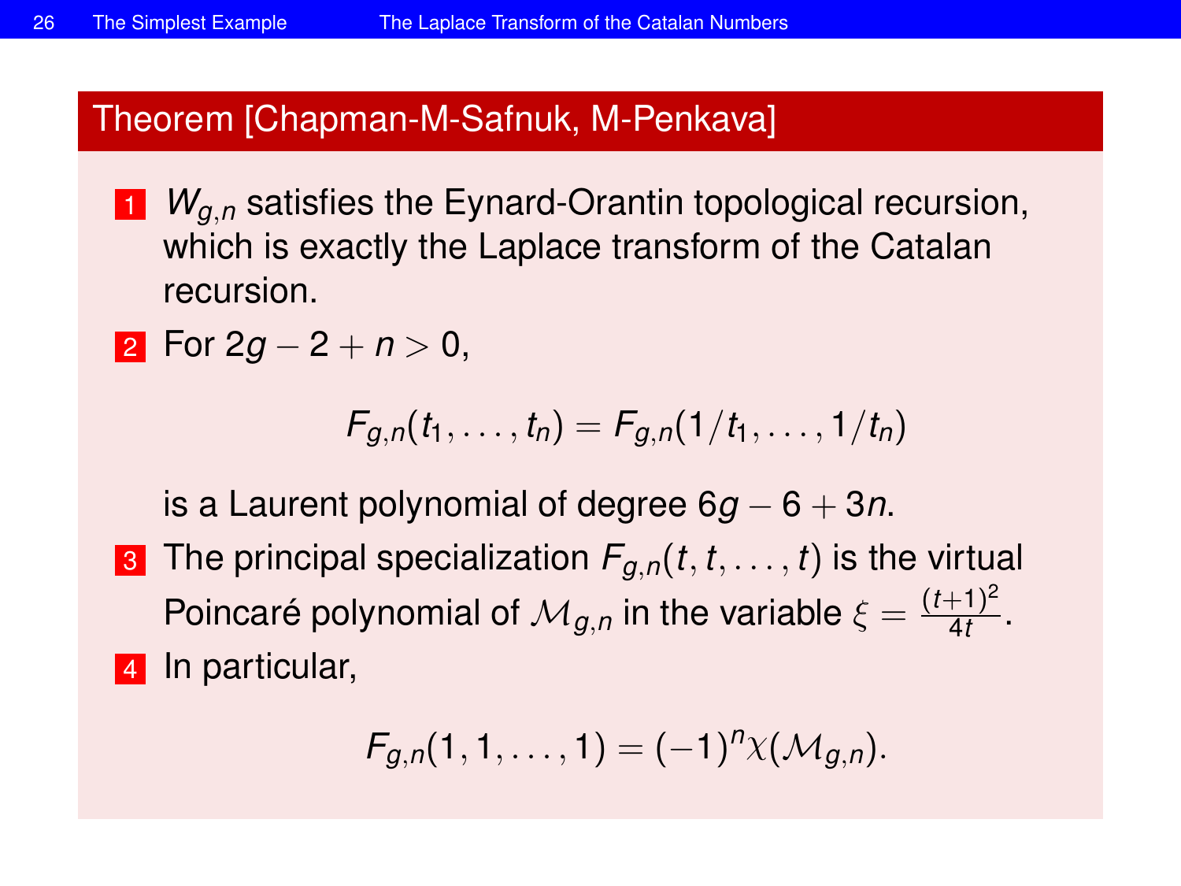## Theorem [Chapman-M-Safnuk, M-Penkava]

1. $W_{g,n}$ satisfies the Eynard-Orantin topological recursion, which is exactly the Laplace transform of the Catalan recursion.
2. For $2g - 2 + n > 0$,

$$F_{g,n}(t_1, \ldots, t_n) = F_{g,n}(1/t_1, \ldots, 1/t_n)$$

   is a Laurent polynomial of degree $6g - 6 + 3n$.
3. The principal specialization $F_{g,n}(t, t, \ldots, t)$ is the virtual Poincaré polynomial of $\mathcal{M}_{g,n}$ in the variable $\xi = \frac{(t+1)^2}{4t}$.
4. In particular,

$$F_{g,n}(1, 1, \ldots, 1) = (-1)^n \chi(\mathcal{M}_{g,n}).$$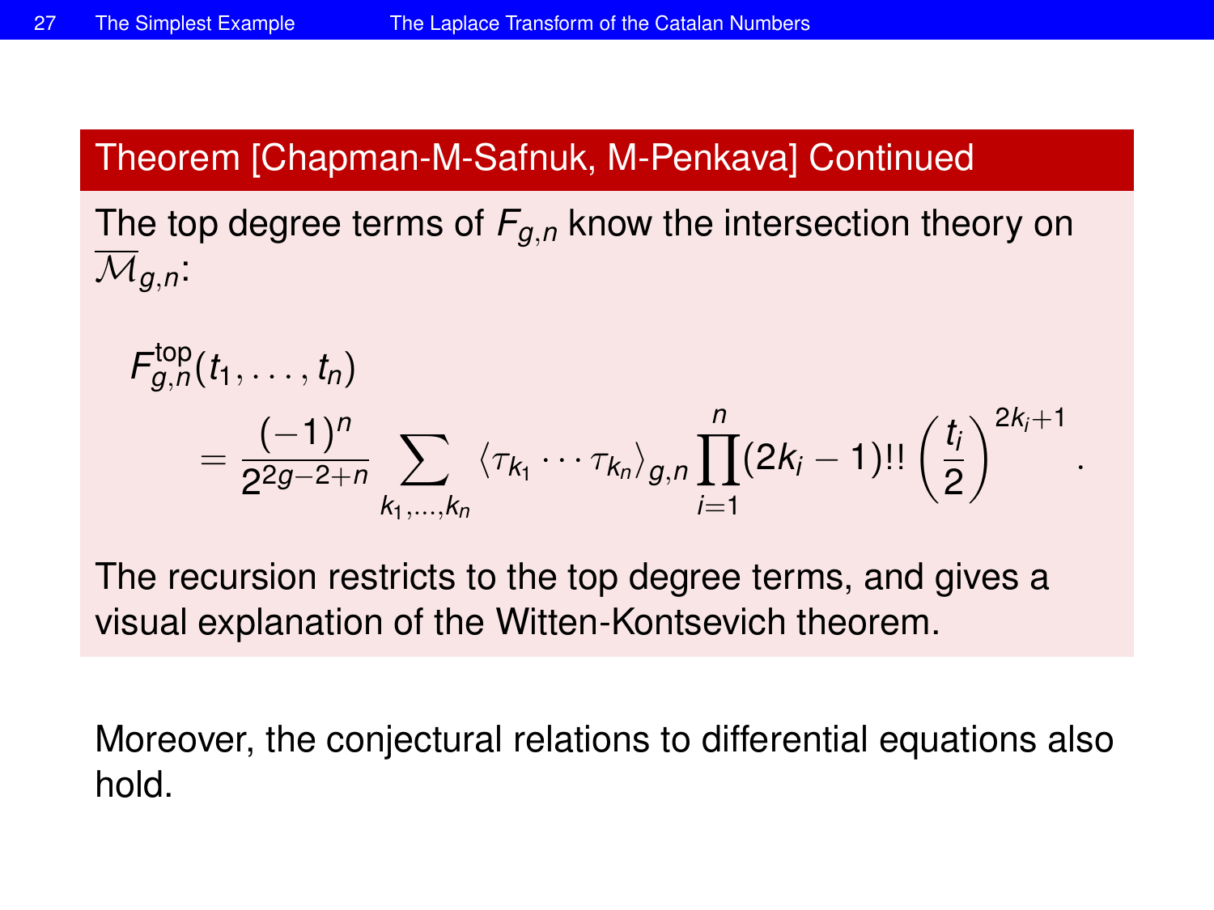## Theorem [Chapman-M-Safnuk, M-Penkava] Continued

The top degree terms of $F_{g,n}$ know the intersection theory on $\overline{\mathcal{M}}_{g,n}$:

$$F^{\text{top}}_{g,n}(t_1,\ldots,t_n) = \frac{(-1)^n}{2^{2g-2+n}} \sum_{k_1,\ldots,k_n} \langle \tau_{k_1}\cdots\tau_{k_n}\rangle_{g,n} \prod_{i=1}^{n} (2k_i-1)!! \left(\frac{t_i}{2}\right)^{2k_i+1}.$$

The recursion restricts to the top degree terms, and gives a visual explanation of the Witten-Kontsevich theorem.

Moreover, the conjectural relations to differential equations also hold.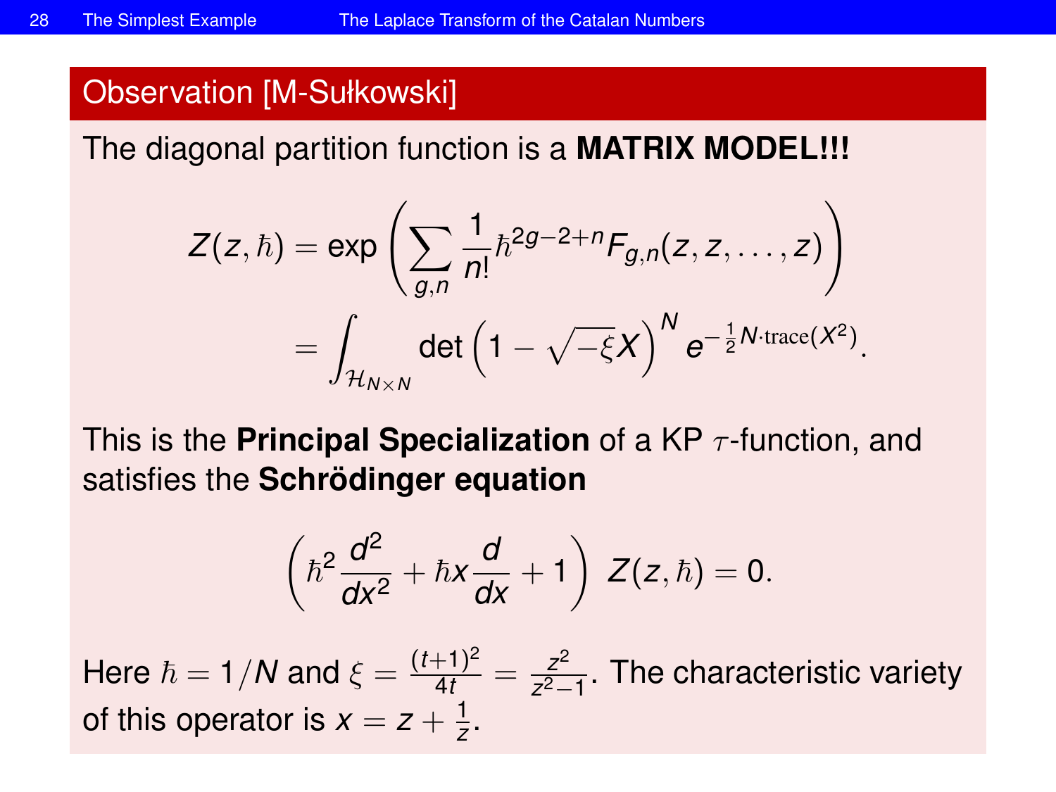## Observation [M-Sułkowski]

The diagonal partition function is a **MATRIX MODEL!!!**

$$
\begin{aligned}
Z(z,\hbar) &= \exp\left(\sum_{g,n} \frac{1}{n!} \hbar^{2g-2+n} F_{g,n}(z,z,\ldots,z)\right) \\
&= \int_{\mathcal{H}_{N\times N}} \det\left(1 - \sqrt{-\xi}X\right)^N e^{-\frac{1}{2}N\cdot \mathrm{trace}(X^2)}.
\end{aligned}
$$

This is the **Principal Specialization** of a KP $\tau$-function, and satisfies the **Schrödinger equation**

$$
\left(\hbar^2 \frac{d^2}{dx^2} + \hbar x \frac{d}{dx} + 1\right) Z(z,\hbar) = 0.
$$

Here $\hbar = 1/N$ and $\xi = \frac{(t+1)^2}{4t} = \frac{z^2}{z^2-1}$. The characteristic variety of this operator is $x = z + \frac{1}{z}$.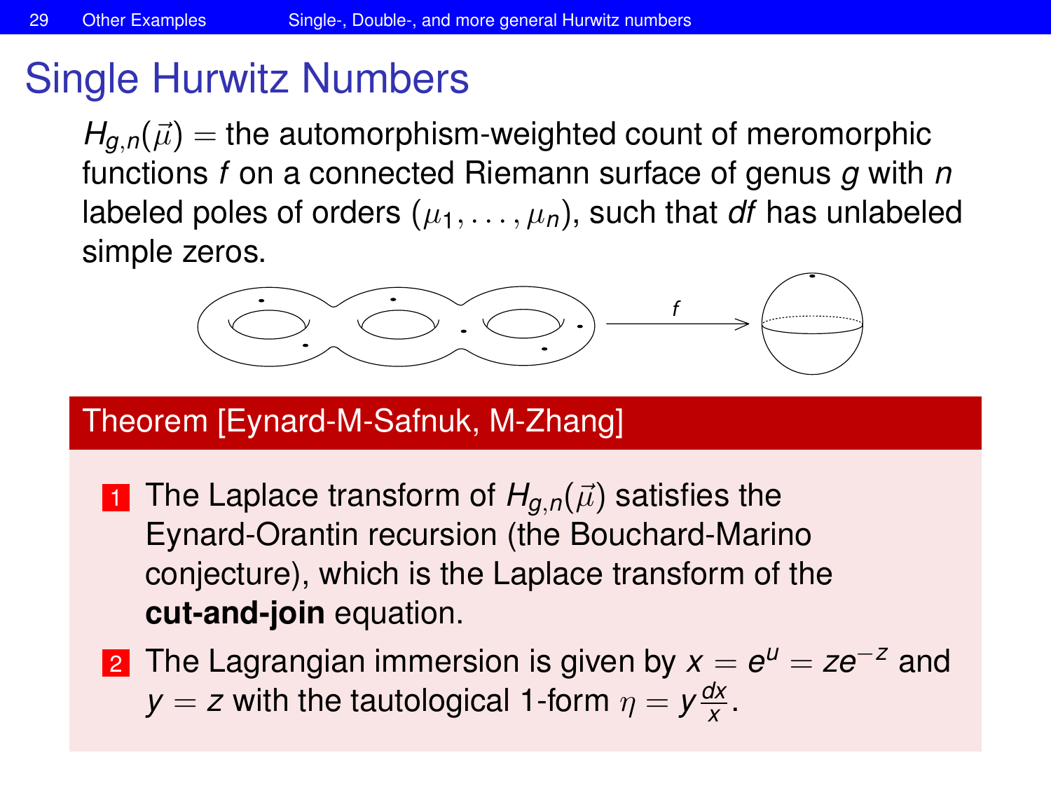# Single Hurwitz Numbers

$H_{g,n}(\vec{\mu})$ = the automorphism-weighted count of meromorphic functions $f$ on a connected Riemann surface of genus $g$ with $n$ labeled poles of orders $(\mu_1, \ldots, \mu_n)$, such that $df$ has unlabeled simple zeros.

## Theorem [Eynard-M-Safnuk, M-Zhang]

1. The Laplace transform of $H_{g,n}(\vec{\mu})$ satisfies the Eynard-Orantin recursion (the Bouchard-Marino conjecture), which is the Laplace transform of the **cut-and-join** equation.
2. The Lagrangian immersion is given by $x = e^u = ze^{-z}$ and $y = z$ with the tautological 1-form $\eta = y\frac{dx}{x}$.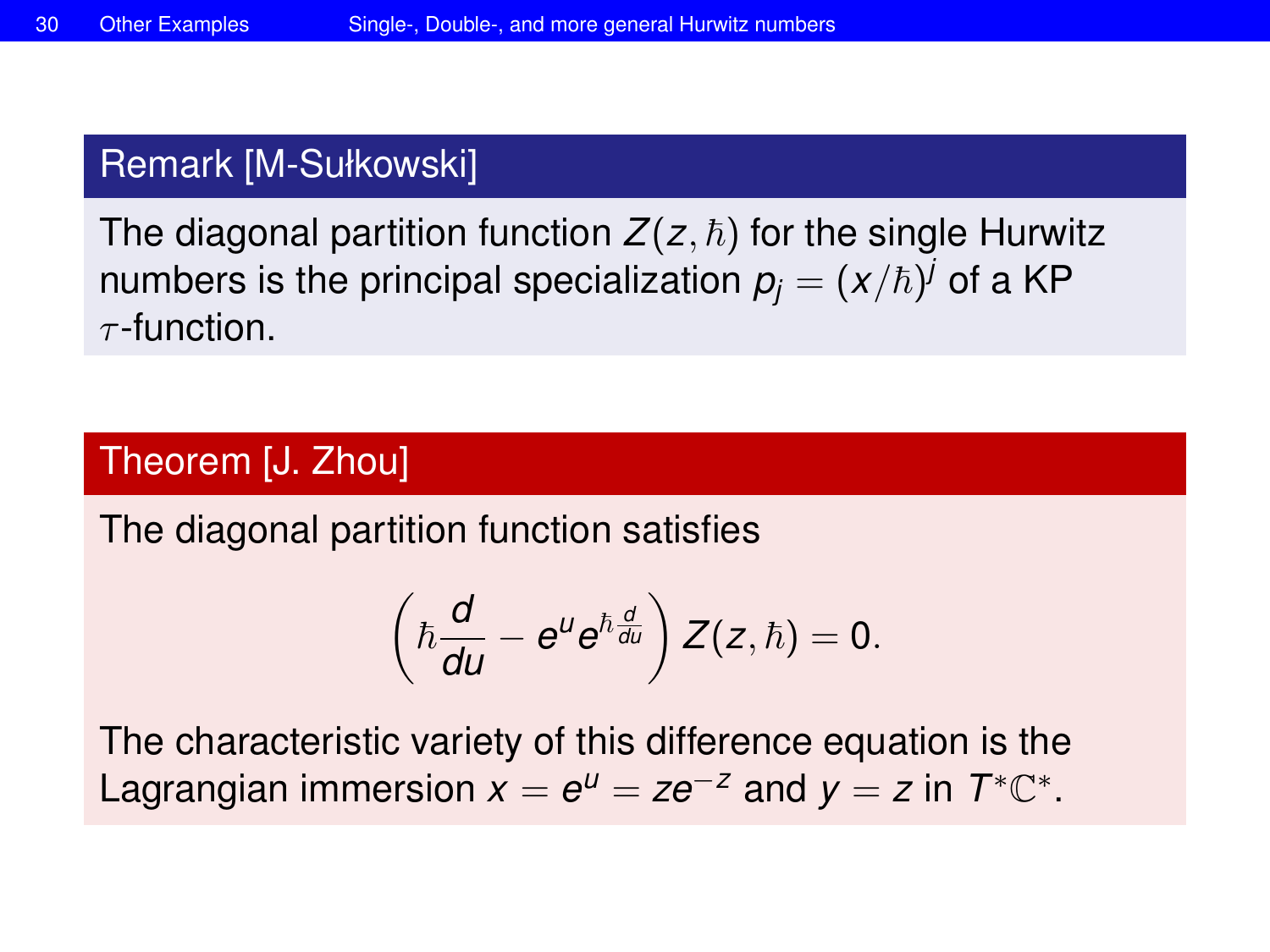### Remark [M-Sułkowski]

The diagonal partition function $Z(z, \hbar)$ for the single Hurwitz numbers is the principal specialization $p_j = (x/\hbar)^j$ of a KP $\tau$-function.

### Theorem [J. Zhou]

The diagonal partition function satisfies

$$\left(\hbar \frac{d}{du} - e^u e^{\hbar \frac{d}{du}}\right) Z(z, \hbar) = 0.$$

The characteristic variety of this difference equation is the Lagrangian immersion $x = e^u = ze^{-z}$ and $y = z$ in $T^*\mathbb{C}^*$.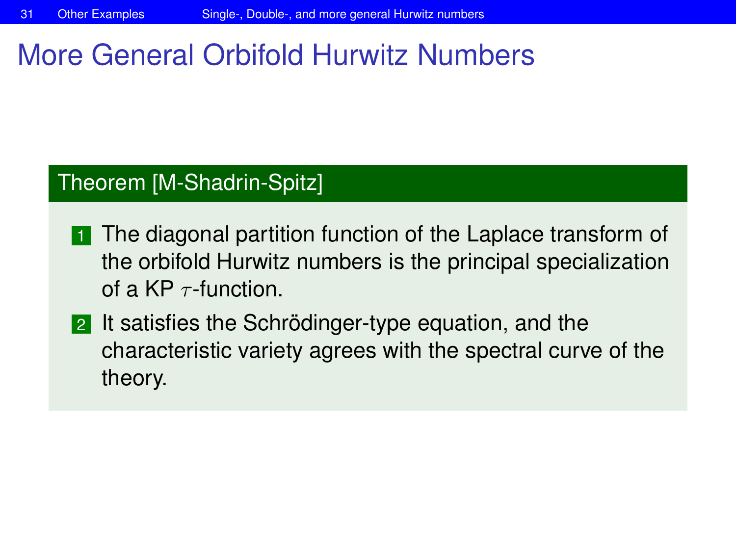# More General Orbifold Hurwitz Numbers

## Theorem [M-Shadrin-Spitz]

1. The diagonal partition function of the Laplace transform of the orbifold Hurwitz numbers is the principal specialization of a KP $\tau$-function.
2. It satisfies the Schrödinger-type equation, and the characteristic variety agrees with the spectral curve of the theory.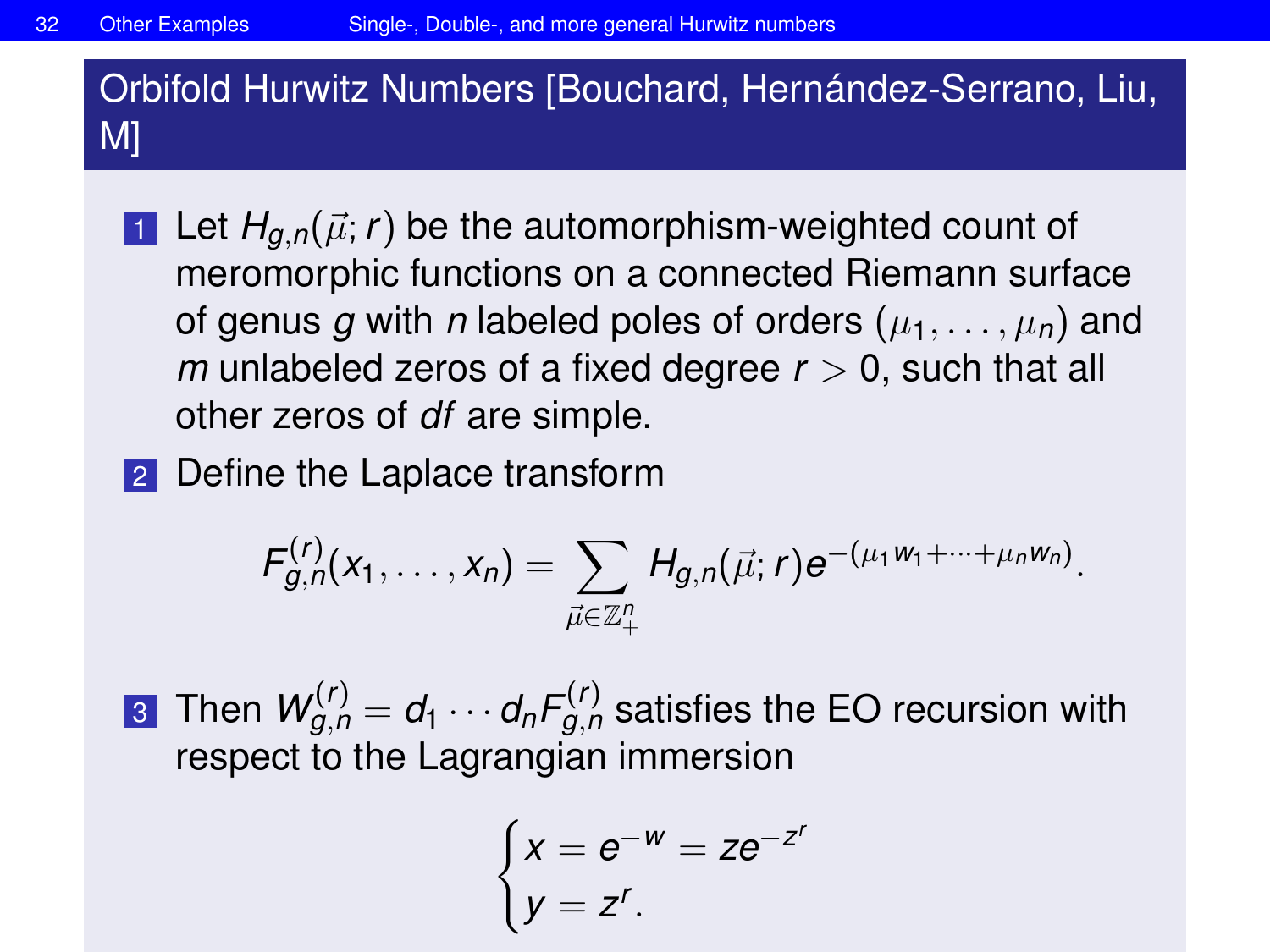## Orbifold Hurwitz Numbers [Bouchard, Hernández-Serrano, Liu, M]

1. Let $H_{g,n}(\vec{\mu}; r)$ be the automorphism-weighted count of meromorphic functions on a connected Riemann surface of genus $g$ with $n$ labeled poles of orders $(\mu_1, \dots, \mu_n)$ and $m$ unlabeled zeros of a fixed degree $r > 0$, such that all other zeros of $df$ are simple.
2. Define the Laplace transform

$$F_{g,n}^{(r)}(x_1, \dots, x_n) = \sum_{\vec{\mu} \in \mathbb{Z}_+^n} H_{g,n}(\vec{\mu}; r) e^{-(\mu_1 w_1 + \cdots + \mu_n w_n)}.$$

3. Then $W_{g,n}^{(r)} = d_1 \cdots d_n F_{g,n}^{(r)}$ satisfies the EO recursion with respect to the Lagrangian immersion

$$\begin{cases} x = e^{-w} = z e^{-z^r} \\ y = z^r. \end{cases}$$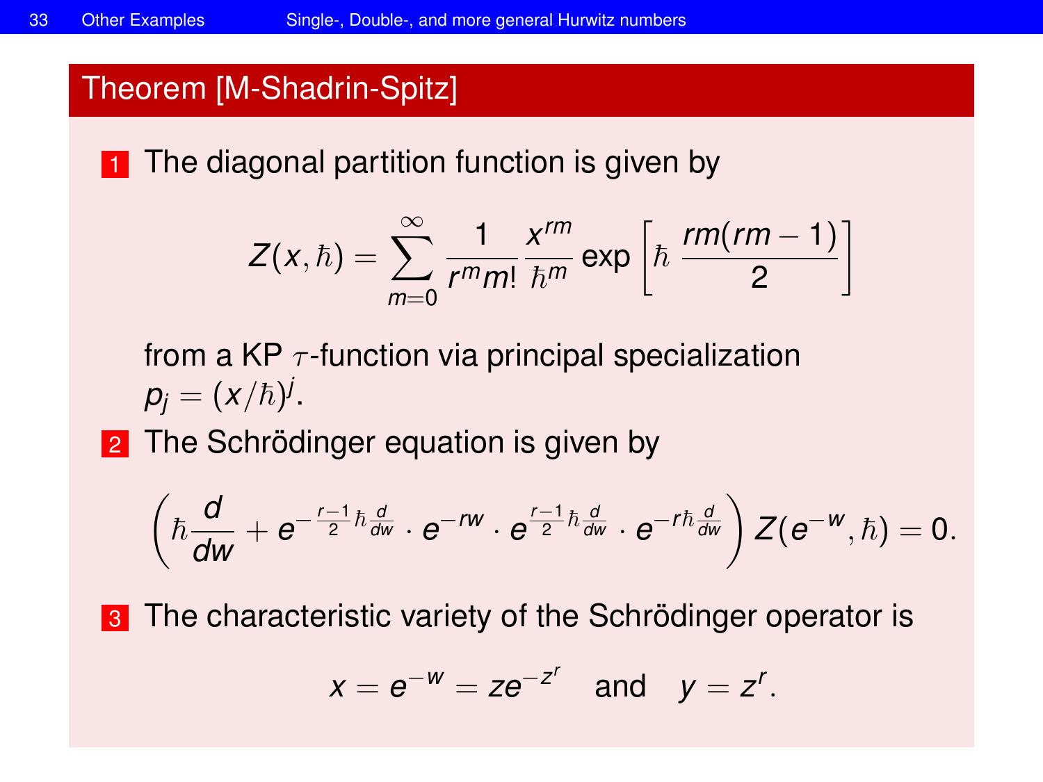## Theorem [M-Shadrin-Spitz]

1. The diagonal partition function is given by

$$Z(x,\hbar) = \sum_{m=0}^{\infty} \frac{1}{r^m m!} \frac{x^{rm}}{\hbar^m} \exp\left[\hbar \, \frac{rm(rm-1)}{2}\right]$$

from a KP $\tau$-function via principal specialization $p_j = (x/\hbar)^j$.

2. The Schrödinger equation is given by

$$\left(\hbar \frac{d}{dw} + e^{-\frac{r-1}{2}\hbar\frac{d}{dw}} \cdot e^{-rw} \cdot e^{\frac{r-1}{2}\hbar\frac{d}{dw}} \cdot e^{-r\hbar\frac{d}{dw}}\right) Z(e^{-w},\hbar) = 0.$$

3. The characteristic variety of the Schrödinger operator is

$$x = e^{-w} = ze^{-z^r} \quad \text{and} \quad y = z^r.$$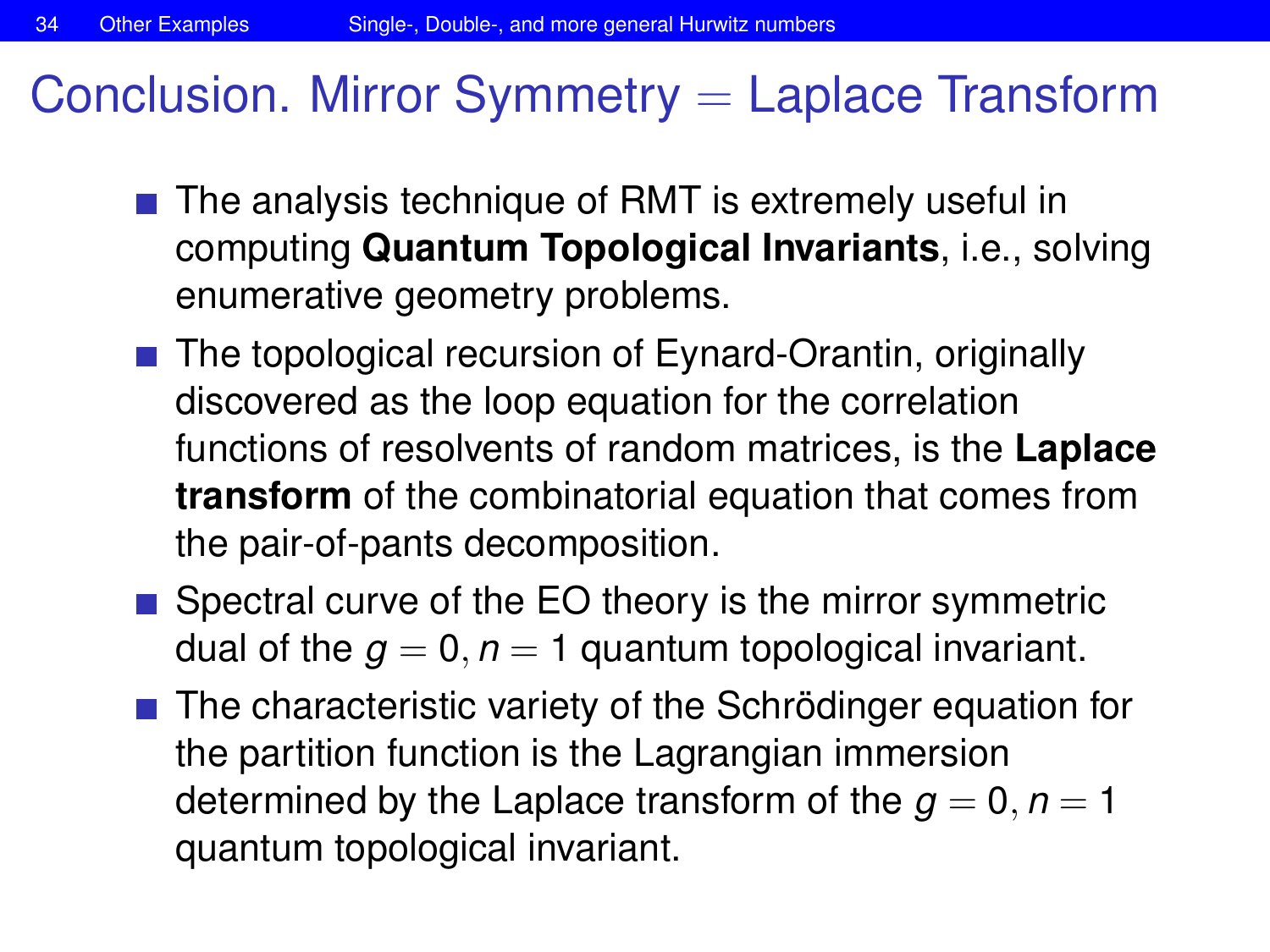# Conclusion. Mirror Symmetry = Laplace Transform

- The analysis technique of RMT is extremely useful in computing **Quantum Topological Invariants**, i.e., solving enumerative geometry problems.
- The topological recursion of Eynard-Orantin, originally discovered as the loop equation for the correlation functions of resolvents of random matrices, is the **Laplace transform** of the combinatorial equation that comes from the pair-of-pants decomposition.
- Spectral curve of the EO theory is the mirror symmetric dual of the $g = 0, n = 1$ quantum topological invariant.
- The characteristic variety of the Schrödinger equation for the partition function is the Lagrangian immersion determined by the Laplace transform of the $g = 0, n = 1$ quantum topological invariant.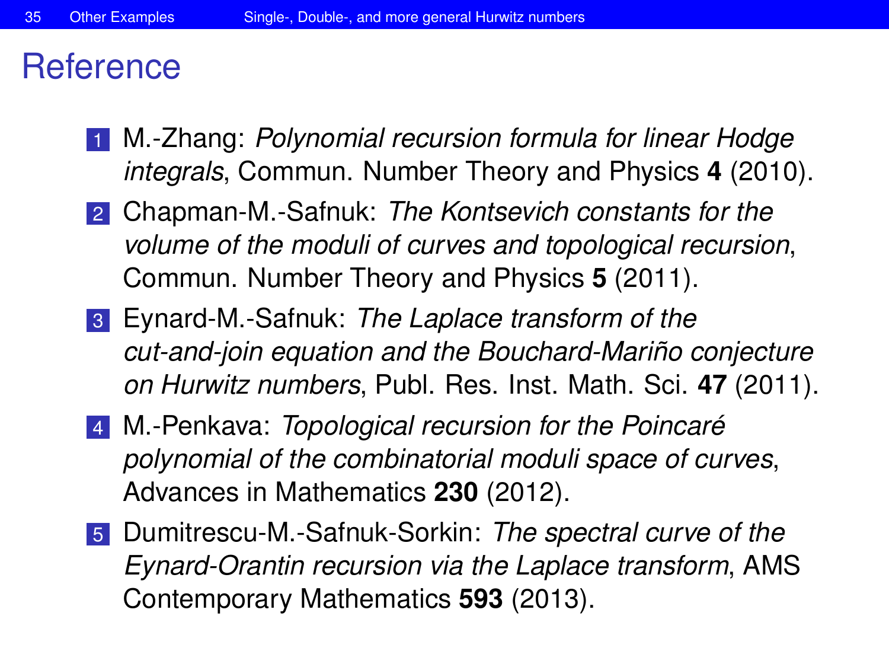# Reference

1. M.-Zhang: *Polynomial recursion formula for linear Hodge integrals*, Commun. Number Theory and Physics **4** (2010).
2. Chapman-M.-Safnuk: *The Kontsevich constants for the volume of the moduli of curves and topological recursion*, Commun. Number Theory and Physics **5** (2011).
3. Eynard-M.-Safnuk: *The Laplace transform of the cut-and-join equation and the Bouchard-Mariño conjecture on Hurwitz numbers*, Publ. Res. Inst. Math. Sci. **47** (2011).
4. M.-Penkava: *Topological recursion for the Poincaré polynomial of the combinatorial moduli space of curves*, Advances in Mathematics **230** (2012).
5. Dumitrescu-M.-Safnuk-Sorkin: *The spectral curve of the Eynard-Orantin recursion via the Laplace transform*, AMS Contemporary Mathematics **593** (2013).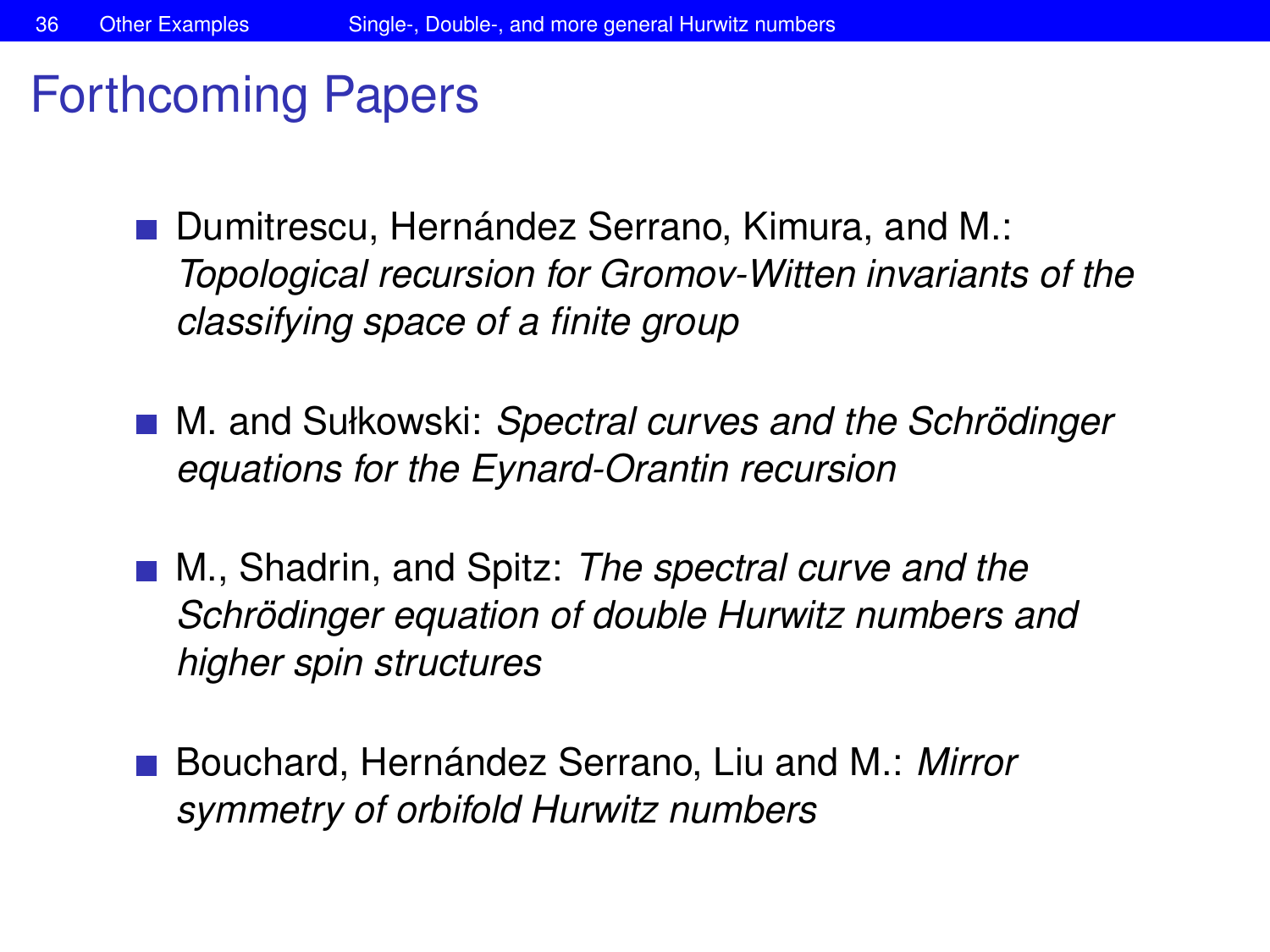# Forthcoming Papers

- Dumitrescu, Hernández Serrano, Kimura, and M.: *Topological recursion for Gromov-Witten invariants of the classifying space of a finite group*
- M. and Sułkowski: *Spectral curves and the Schrödinger equations for the Eynard-Orantin recursion*
- M., Shadrin, and Spitz: *The spectral curve and the Schrödinger equation of double Hurwitz numbers and higher spin structures*
- Bouchard, Hernández Serrano, Liu and M.: *Mirror symmetry of orbifold Hurwitz numbers*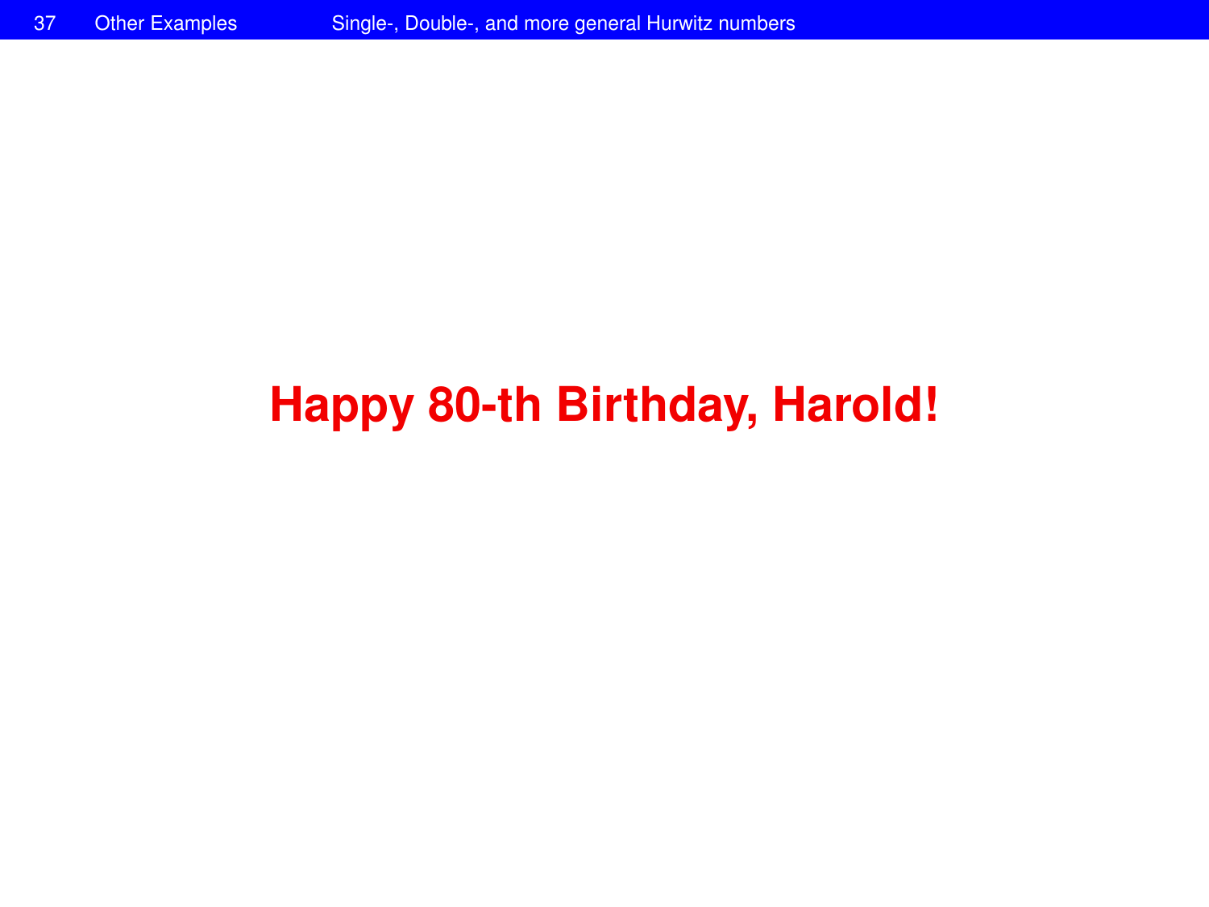**Happy 80-th Birthday, Harold!**